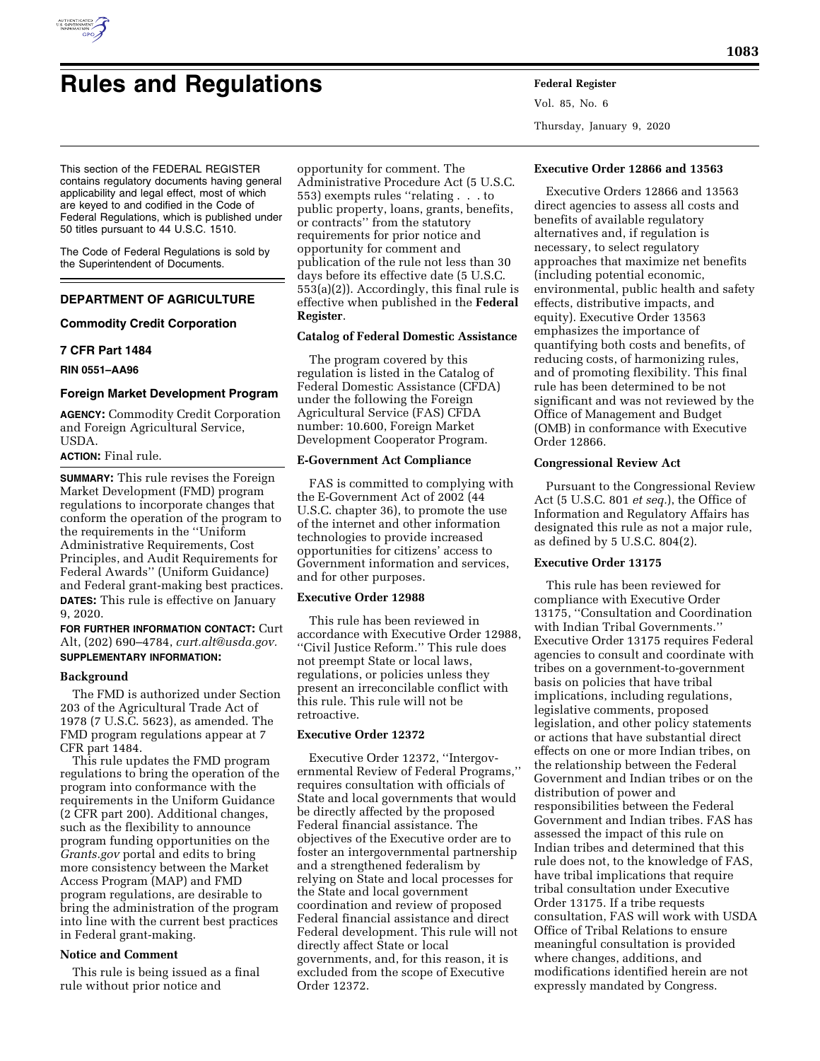# Rules and Regulations

This section of the FEDERAL REGISTER contains regulatory documents having general applicability and legal effect, most of which are keyed to and codified in the Code of Federal Regulations, which is published under 50 titles pursuant to 44 U.S.C. 1510.

The Code of Federal Regulations is sold by the Superintendent of Documents.

## DEPARTMENT OF AGRICULTURE

### Commodity Credit Corporation

### 7 CFR Part 1484

**RIN 0551–AA96**

### Foreign Market Development Program

**AGENCY:** Commodity Credit Corporation and Foreign Agricultural Service, USDA.

**ACTION:** Final rule.

**SUMMARY:** This rule revises the Foreign Market Development (FMD) program regulations to incorporate changes that conform the operation of the program to the requirements in the ''Uniform Administrative Requirements, Cost Principles, and Audit Requirements for Federal Awards'' (Uniform Guidance) and Federal grant-making best practices.

**DATES:** This rule is effective on January 9, 2020.

**FOR FURTHER INFORMATION CONTACT:** Curt Alt, (202) 690–4784, *curt.alt@usda.gov.*

**SUPPLEMENTARY INFORMATION:**

#### Background

The FMD is authorized under Section 203 of the Agricultural Trade Act of 1978 (7 U.S.C. 5623), as amended. The FMD program regulations appear at 7 CFR part 1484.

This rule updates the FMD program regulations to bring the operation of the program into conformance with the requirements in the Uniform Guidance (2 CFR part 200). Additional changes, such as the flexibility to announce program funding opportunities on the *Grants.gov* portal and edits to bring more consistency between the Market Access Program (MAP) and FMD program regulations, are desirable to bring the administration of the program into line with the current best practices in Federal grant-making.

#### Notice and Comment

This rule is being issued as a final rule without prior notice and opportunity for comment. The Administrative Procedure Act (5 U.S.C. 553) exempts rules ''relating . . . to public property, loans, grants, benefits, or contracts'' from the statutory requirements for prior notice and opportunity for comment and publication of the rule not less than 30 days before its effective date (5 U.S.C. 553(a)(2)). Accordingly, this final rule is effective when published in the **Federal Register**.

#### Catalog of Federal Domestic Assistance

The program covered by this regulation is listed in the Catalog of Federal Domestic Assistance (CFDA) under the following the Foreign Agricultural Service (FAS) CFDA number: 10.600, Foreign Market Development Cooperator Program.

#### E-Government Act Compliance

FAS is committed to complying with the E-Government Act of 2002 (44 U.S.C. chapter 36), to promote the use of the internet and other information technologies to provide increased opportunities for citizens' access to Government information and services, and for other purposes.

#### Executive Order 12988

This rule has been reviewed in accordance with Executive Order 12988, ''Civil Justice Reform.'' This rule does not preempt State or local laws, regulations, or policies unless they present an irreconcilable conflict with this rule. This rule will not be retroactive.

#### Executive Order 12372

Executive Order 12372, ''Intergovernmental Review of Federal Programs,'' requires consultation with officials of State and local governments that would be directly affected by the proposed Federal financial assistance. The objectives of the Executive order are to foster an intergovernmental partnership and a strengthened federalism by relying on State and local processes for the State and local government coordination and review of proposed Federal financial assistance and direct Federal development. This rule will not directly affect State or local governments, and, for this reason, it is excluded from the scope of Executive Order 12372.

#### Executive Order 12866 and 13563

Executive Orders 12866 and 13563 direct agencies to assess all costs and benefits of available regulatory alternatives and, if regulation is necessary, to select regulatory approaches that maximize net benefits (including potential economic, environmental, public health and safety effects, distributive impacts, and equity). Executive Order 13563 emphasizes the importance of quantifying both costs and benefits, of reducing costs, of harmonizing rules, and of promoting flexibility. This final rule has been determined to be not significant and was not reviewed by the Office of Management and Budget (OMB) in conformance with Executive Order 12866.

#### Congressional Review Act

Pursuant to the Congressional Review Act (5 U.S.C. 801 *et seq.*), the Office of Information and Regulatory Affairs has designated this rule as not a major rule, as defined by 5 U.S.C. 804(2).

#### Executive Order 13175

This rule has been reviewed for compliance with Executive Order 13175, ''Consultation and Coordination with Indian Tribal Governments.'' Executive Order 13175 requires Federal agencies to consult and coordinate with tribes on a government-to-government basis on policies that have tribal implications, including regulations, legislative comments, proposed legislation, and other policy statements or actions that have substantial direct effects on one or more Indian tribes, on the relationship between the Federal Government and Indian tribes or on the distribution of power and responsibilities between the Federal Government and Indian tribes. FAS has assessed the impact of this rule on Indian tribes and determined that this rule does not, to the knowledge of FAS, have tribal implications that require tribal consultation under Executive Order 13175. If a tribe requests consultation, FAS will work with USDA Office of Tribal Relations to ensure meaningful consultation is provided where changes, additions, and modifications identified herein are not expressly mandated by Congress.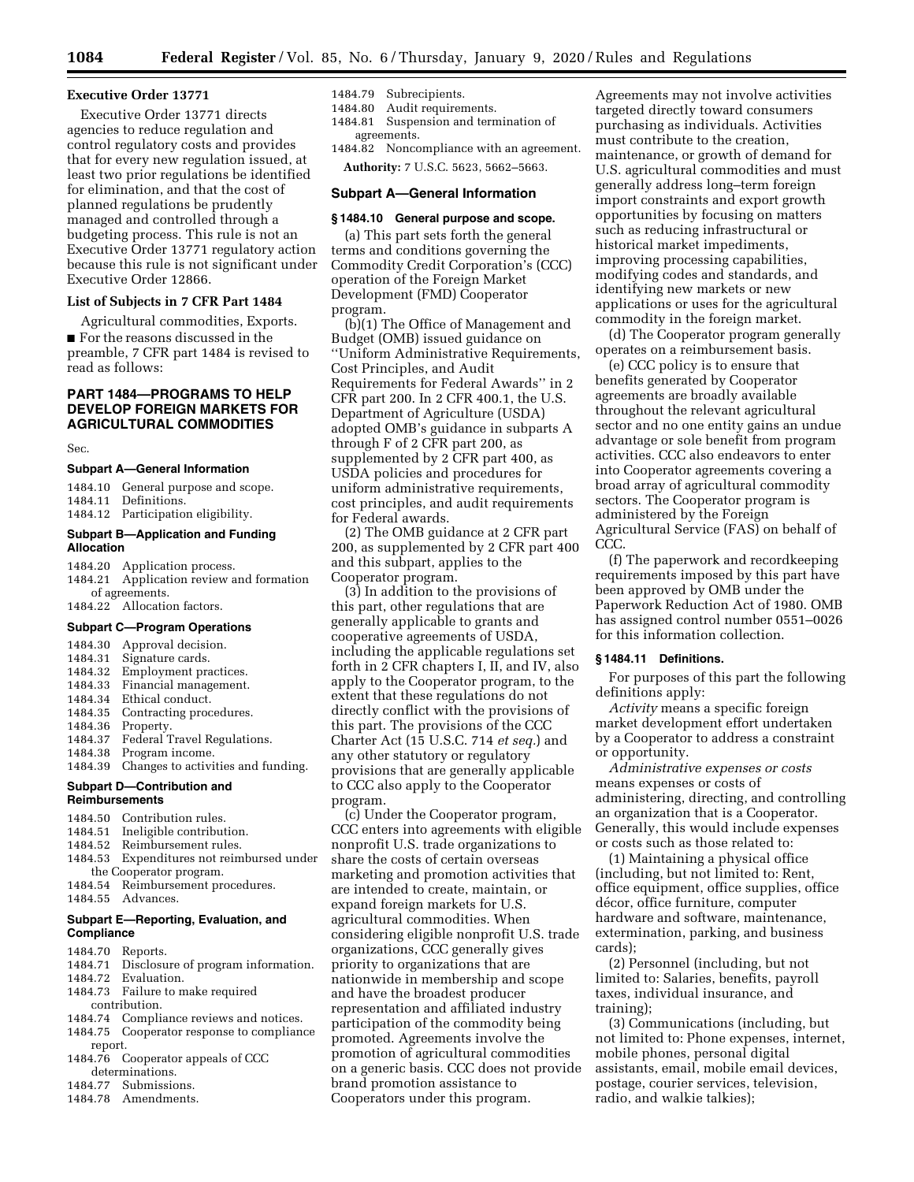## Executive Order 13771

Executive Order 13771 directs agencies to reduce regulation and control regulatory costs and provides that for every new regulation issued, at least two prior regulations be identified for elimination, and that the cost of planned regulations be prudently managed and controlled through a budgeting process. This rule is not an Executive Order 13771 regulatory action because this rule is not significant under Executive Order 12866.

## List of Subjects in 7 CFR Part 1484

Agricultural commodities, Exports.

■ For the reasons discussed in the preamble, 7 CFR part 1484 is revised to read as follows:

# PART 1484—PROGRAMS TO HELP DEVELOP FOREIGN MARKETS FOR AGRICULTURAL COMMODITIES

Sec.

**Subpart A—General Information**

1484.10 General purpose and scope.
1484.11 Definitions.
1484.12 Participation eligibility.

**Subpart B—Application and Funding Allocation**

1484.20 Application process.
1484.21 Application review and formation of agreements.
1484.22 Allocation factors.

**Subpart C—Program Operations**

1484.30 Approval decision.
1484.31 Signature cards.
1484.32 Employment practices.
1484.33 Financial management.
1484.34 Ethical conduct.
1484.35 Contracting procedures.
1484.36 Property.
1484.37 Federal Travel Regulations.
1484.38 Program income.
1484.39 Changes to activities and funding.

**Subpart D—Contribution and Reimbursements**

1484.50 Contribution rules.
1484.51 Ineligible contribution.
1484.52 Reimbursement rules.
1484.53 Expenditures not reimbursed under the Cooperator program.
1484.54 Reimbursement procedures.
1484.55 Advances.

**Subpart E—Reporting, Evaluation, and Compliance**

1484.70 Reports.
1484.71 Disclosure of program information.
1484.72 Evaluation.
1484.73 Failure to make required contribution.
1484.74 Compliance reviews and notices.
1484.75 Cooperator response to compliance report.
1484.76 Cooperator appeals of CCC determinations.
1484.77 Submissions.
1484.78 Amendments.
1484.79 Subrecipients.
1484.80 Audit requirements.
1484.81 Suspension and termination of agreements.
1484.82 Noncompliance with an agreement.

**Authority:** 7 U.S.C. 5623, 5662–5663.

## Subpart A—General Information

### § 1484.10 General purpose and scope.

(a) This part sets forth the general terms and conditions governing the Commodity Credit Corporation's (CCC) operation of the Foreign Market Development (FMD) Cooperator program.

(b)(1) The Office of Management and Budget (OMB) issued guidance on ''Uniform Administrative Requirements, Cost Principles, and Audit Requirements for Federal Awards'' in 2 CFR part 200. In 2 CFR 400.1, the U.S. Department of Agriculture (USDA) adopted OMB's guidance in subparts A through F of 2 CFR part 200, as supplemented by 2 CFR part 400, as USDA policies and procedures for uniform administrative requirements, cost principles, and audit requirements for Federal awards.

(2) The OMB guidance at 2 CFR part 200, as supplemented by 2 CFR part 400 and this subpart, applies to the Cooperator program.

(3) In addition to the provisions of this part, other regulations that are generally applicable to grants and cooperative agreements of USDA, including the applicable regulations set forth in 2 CFR chapters I, II, and IV, also apply to the Cooperator program, to the extent that these regulations do not directly conflict with the provisions of this part. The provisions of the CCC Charter Act (15 U.S.C. 714 *et seq.*) and any other statutory or regulatory provisions that are generally applicable to CCC also apply to the Cooperator program.

(c) Under the Cooperator program, CCC enters into agreements with eligible nonprofit U.S. trade organizations to share the costs of certain overseas marketing and promotion activities that are intended to create, maintain, or expand foreign markets for U.S. agricultural commodities. When considering eligible nonprofit U.S. trade organizations, CCC generally gives priority to organizations that are nationwide in membership and scope and have the broadest producer representation and affiliated industry participation of the commodity being promoted. Agreements involve the promotion of agricultural commodities on a generic basis. CCC does not provide brand promotion assistance to Cooperators under this program. Agreements may not involve activities targeted directly toward consumers purchasing as individuals. Activities must contribute to the creation, maintenance, or growth of demand for U.S. agricultural commodities and must generally address long–term foreign import constraints and export growth opportunities by focusing on matters such as reducing infrastructural or historical market impediments, improving processing capabilities, modifying codes and standards, and identifying new markets or new applications or uses for the agricultural commodity in the foreign market.

(d) The Cooperator program generally operates on a reimbursement basis.

(e) CCC policy is to ensure that benefits generated by Cooperator agreements are broadly available throughout the relevant agricultural sector and no one entity gains an undue advantage or sole benefit from program activities. CCC also endeavors to enter into Cooperator agreements covering a broad array of agricultural commodity sectors. The Cooperator program is administered by the Foreign Agricultural Service (FAS) on behalf of CCC.

(f) The paperwork and recordkeeping requirements imposed by this part have been approved by OMB under the Paperwork Reduction Act of 1980. OMB has assigned control number 0551–0026 for this information collection.

### § 1484.11 Definitions.

For purposes of this part the following definitions apply:

*Activity* means a specific foreign market development effort undertaken by a Cooperator to address a constraint or opportunity.

*Administrative expenses or costs* means expenses or costs of administering, directing, and controlling an organization that is a Cooperator. Generally, this would include expenses or costs such as those related to:

(1) Maintaining a physical office (including, but not limited to: Rent, office equipment, office supplies, office décor, office furniture, computer hardware and software, maintenance, extermination, parking, and business cards);

(2) Personnel (including, but not limited to: Salaries, benefits, payroll taxes, individual insurance, and training);

(3) Communications (including, but not limited to: Phone expenses, internet, mobile phones, personal digital assistants, email, mobile email devices, postage, courier services, television, radio, and walkie talkies);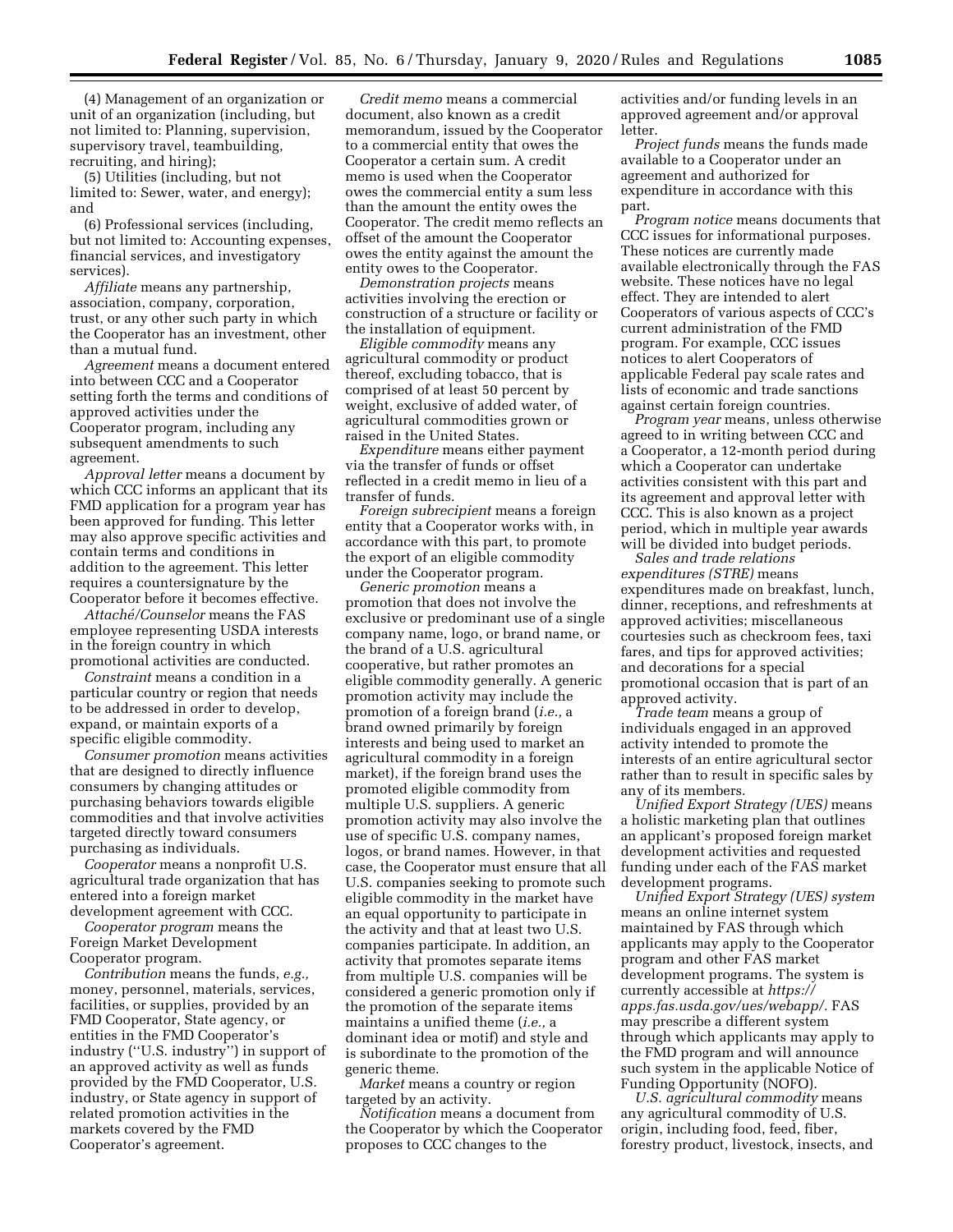(4) Management of an organization or unit of an organization (including, but not limited to: Planning, supervision, supervisory travel, teambuilding, recruiting, and hiring);

(5) Utilities (including, but not limited to: Sewer, water, and energy); and

(6) Professional services (including, but not limited to: Accounting expenses, financial services, and investigatory services).

*Affiliate* means any partnership, association, company, corporation, trust, or any other such party in which the Cooperator has an investment, other than a mutual fund.

*Agreement* means a document entered into between CCC and a Cooperator setting forth the terms and conditions of approved activities under the Cooperator program, including any subsequent amendments to such agreement.

*Approval letter* means a document by which CCC informs an applicant that its FMD application for a program year has been approved for funding. This letter may also approve specific activities and contain terms and conditions in addition to the agreement. This letter requires a countersignature by the Cooperator before it becomes effective.

*Attaché/Counselor* means the FAS employee representing USDA interests in the foreign country in which promotional activities are conducted.

*Constraint* means a condition in a particular country or region that needs to be addressed in order to develop, expand, or maintain exports of a specific eligible commodity.

*Consumer promotion* means activities that are designed to directly influence consumers by changing attitudes or purchasing behaviors towards eligible commodities and that involve activities targeted directly toward consumers purchasing as individuals.

*Cooperator* means a nonprofit U.S. agricultural trade organization that has entered into a foreign market development agreement with CCC.

*Cooperator program* means the Foreign Market Development Cooperator program.

*Contribution* means the funds, *e.g.,* money, personnel, materials, services, facilities, or supplies, provided by an FMD Cooperator, State agency, or entities in the FMD Cooperator's industry ("U.S. industry") in support of an approved activity as well as funds provided by the FMD Cooperator, U.S. industry, or State agency in support of related promotion activities in the markets covered by the FMD Cooperator's agreement.

*Credit memo* means a commercial document, also known as a credit memorandum, issued by the Cooperator to a commercial entity that owes the Cooperator a certain sum. A credit memo is used when the Cooperator owes the commercial entity a sum less than the amount the entity owes the Cooperator. The credit memo reflects an offset of the amount the Cooperator owes the entity against the amount the entity owes to the Cooperator.

*Demonstration projects* means activities involving the erection or construction of a structure or facility or the installation of equipment.

*Eligible commodity* means any agricultural commodity or product thereof, excluding tobacco, that is comprised of at least 50 percent by weight, exclusive of added water, of agricultural commodities grown or raised in the United States.

*Expenditure* means either payment via the transfer of funds or offset reflected in a credit memo in lieu of a transfer of funds.

*Foreign subrecipient* means a foreign entity that a Cooperator works with, in accordance with this part, to promote the export of an eligible commodity under the Cooperator program.

*Generic promotion* means a promotion that does not involve the exclusive or predominant use of a single company name, logo, or brand name, or the brand of a U.S. agricultural cooperative, but rather promotes an eligible commodity generally. A generic promotion activity may include the promotion of a foreign brand (*i.e.,* a brand owned primarily by foreign interests and being used to market an agricultural commodity in a foreign market), if the foreign brand uses the promoted eligible commodity from multiple U.S. suppliers. A generic promotion activity may also involve the use of specific U.S. company names, logos, or brand names. However, in that case, the Cooperator must ensure that all U.S. companies seeking to promote such eligible commodity in the market have an equal opportunity to participate in the activity and that at least two U.S. companies participate. In addition, an activity that promotes separate items from multiple U.S. companies will be considered a generic promotion only if the promotion of the separate items maintains a unified theme (*i.e.,* a dominant idea or motif) and style and is subordinate to the promotion of the generic theme.

*Market* means a country or region targeted by an activity.

*Notification* means a document from the Cooperator by which the Cooperator proposes to CCC changes to the activities and/or funding levels in an approved agreement and/or approval letter.

*Project funds* means the funds made available to a Cooperator under an agreement and authorized for expenditure in accordance with this part.

*Program notice* means documents that CCC issues for informational purposes. These notices are currently made available electronically through the FAS website. These notices have no legal effect. They are intended to alert Cooperators of various aspects of CCC's current administration of the FMD program. For example, CCC issues notices to alert Cooperators of applicable Federal pay scale rates and lists of economic and trade sanctions against certain foreign countries.

*Program year* means, unless otherwise agreed to in writing between CCC and a Cooperator, a 12-month period during which a Cooperator can undertake activities consistent with this part and its agreement and approval letter with CCC. This is also known as a project period, which in multiple year awards will be divided into budget periods.

*Sales and trade relations expenditures (STRE)* means expenditures made on breakfast, lunch, dinner, receptions, and refreshments at approved activities; miscellaneous courtesies such as checkroom fees, taxi fares, and tips for approved activities; and decorations for a special promotional occasion that is part of an approved activity.

*Trade team* means a group of individuals engaged in an approved activity intended to promote the interests of an entire agricultural sector rather than to result in specific sales by any of its members.

*Unified Export Strategy (UES)* means a holistic marketing plan that outlines an applicant's proposed foreign market development activities and requested funding under each of the FAS market development programs.

*Unified Export Strategy (UES) system* means an online internet system maintained by FAS through which applicants may apply to the Cooperator program and other FAS market development programs. The system is currently accessible at *https://apps.fas.usda.gov/ues/webapp/.* FAS may prescribe a different system through which applicants may apply to the FMD program and will announce such system in the applicable Notice of Funding Opportunity (NOFO).

*U.S. agricultural commodity* means any agricultural commodity of U.S. origin, including food, feed, fiber, forestry product, livestock, insects, and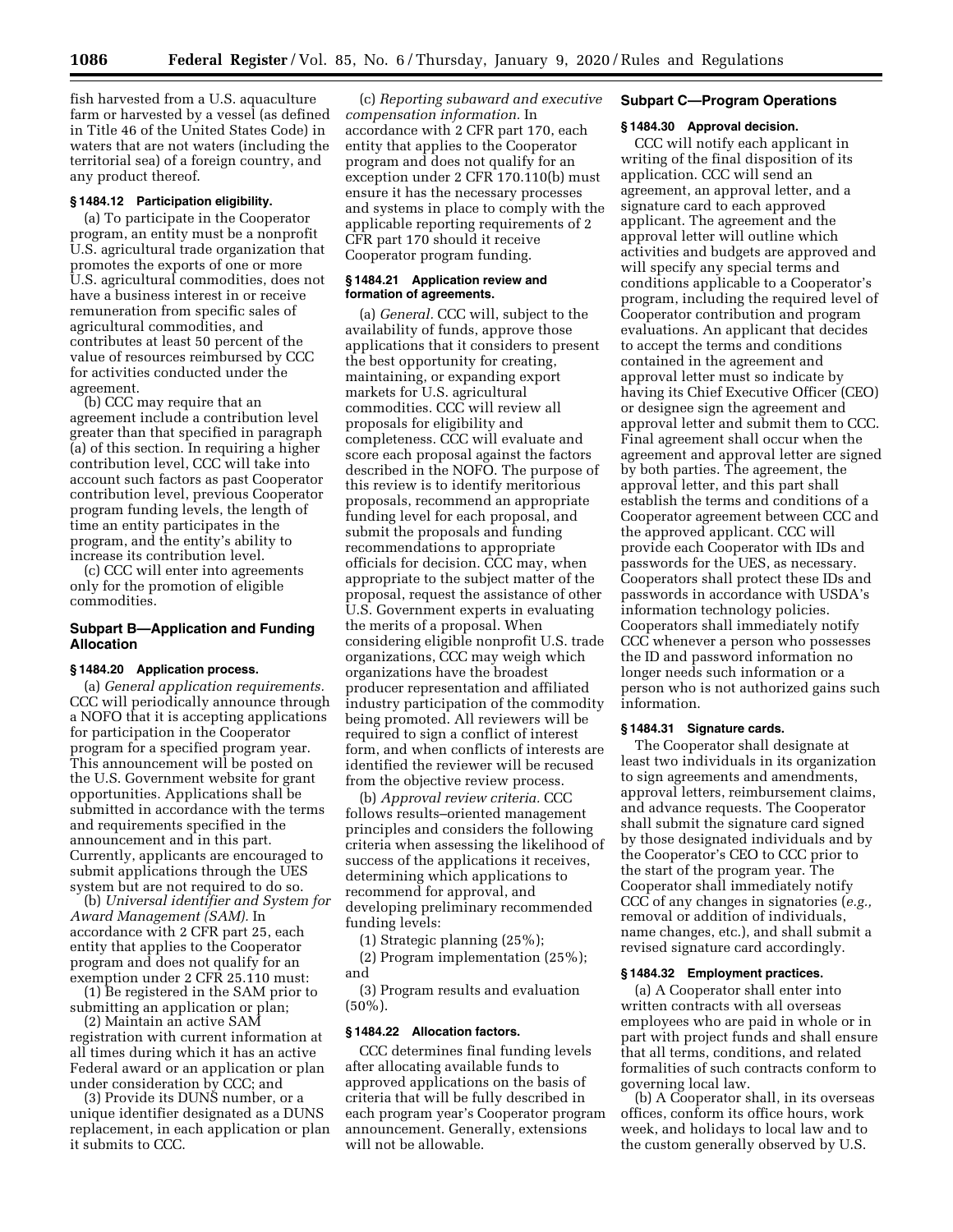fish harvested from a U.S. aquaculture farm or harvested by a vessel (as defined in Title 46 of the United States Code) in waters that are not waters (including the territorial sea) of a foreign country, and any product thereof.

#### § 1484.12 Participation eligibility.

(a) To participate in the Cooperator program, an entity must be a nonprofit U.S. agricultural trade organization that promotes the exports of one or more U.S. agricultural commodities, does not have a business interest in or receive remuneration from specific sales of agricultural commodities, and contributes at least 50 percent of the value of resources reimbursed by CCC for activities conducted under the agreement.

(b) CCC may require that an agreement include a contribution level greater than that specified in paragraph (a) of this section. In requiring a higher contribution level, CCC will take into account such factors as past Cooperator contribution level, previous Cooperator program funding levels, the length of time an entity participates in the program, and the entity's ability to increase its contribution level.

(c) CCC will enter into agreements only for the promotion of eligible commodities.

### Subpart B—Application and Funding Allocation

#### § 1484.20 Application process.

(a) *General application requirements.* CCC will periodically announce through a NOFO that it is accepting applications for participation in the Cooperator program for a specified program year. This announcement will be posted on the U.S. Government website for grant opportunities. Applications shall be submitted in accordance with the terms and requirements specified in the announcement and in this part. Currently, applicants are encouraged to submit applications through the UES system but are not required to do so.

(b) *Universal identifier and System for Award Management (SAM).* In accordance with 2 CFR part 25, each entity that applies to the Cooperator program and does not qualify for an exemption under 2 CFR 25.110 must:

(1) Be registered in the SAM prior to submitting an application or plan;

(2) Maintain an active SAM registration with current information at all times during which it has an active Federal award or an application or plan under consideration by CCC; and

(3) Provide its DUNS number, or a unique identifier designated as a DUNS replacement, in each application or plan it submits to CCC.

(c) *Reporting subaward and executive compensation information.* In accordance with 2 CFR part 170, each entity that applies to the Cooperator program and does not qualify for an exception under 2 CFR 170.110(b) must ensure it has the necessary processes and systems in place to comply with the applicable reporting requirements of 2 CFR part 170 should it receive Cooperator program funding.

#### § 1484.21 Application review and formation of agreements.

(a) *General.* CCC will, subject to the availability of funds, approve those applications that it considers to present the best opportunity for creating, maintaining, or expanding export markets for U.S. agricultural commodities. CCC will review all proposals for eligibility and completeness. CCC will evaluate and score each proposal against the factors described in the NOFO. The purpose of this review is to identify meritorious proposals, recommend an appropriate funding level for each proposal, and submit the proposals and funding recommendations to appropriate officials for decision. CCC may, when appropriate to the subject matter of the proposal, request the assistance of other U.S. Government experts in evaluating the merits of a proposal. When considering eligible nonprofit U.S. trade organizations, CCC may weigh which organizations have the broadest producer representation and affiliated industry participation of the commodity being promoted. All reviewers will be required to sign a conflict of interest form, and when conflicts of interests are identified the reviewer will be recused from the objective review process.

(b) *Approval review criteria.* CCC follows results–oriented management principles and considers the following criteria when assessing the likelihood of success of the applications it receives, determining which applications to recommend for approval, and developing preliminary recommended funding levels:

(1) Strategic planning (25%);

(2) Program implementation (25%); and

(3) Program results and evaluation (50%).

#### § 1484.22 Allocation factors.

CCC determines final funding levels after allocating available funds to approved applications on the basis of criteria that will be fully described in each program year's Cooperator program announcement. Generally, extensions will not be allowable.

### Subpart C—Program Operations

#### § 1484.30 Approval decision.

CCC will notify each applicant in writing of the final disposition of its application. CCC will send an agreement, an approval letter, and a signature card to each approved applicant. The agreement and the approval letter will outline which activities and budgets are approved and will specify any special terms and conditions applicable to a Cooperator's program, including the required level of Cooperator contribution and program evaluations. An applicant that decides to accept the terms and conditions contained in the agreement and approval letter must so indicate by having its Chief Executive Officer (CEO) or designee sign the agreement and approval letter and submit them to CCC. Final agreement shall occur when the agreement and approval letter are signed by both parties. The agreement, the approval letter, and this part shall establish the terms and conditions of a Cooperator agreement between CCC and the approved applicant. CCC will provide each Cooperator with IDs and passwords for the UES, as necessary. Cooperators shall protect these IDs and passwords in accordance with USDA's information technology policies. Cooperators shall immediately notify CCC whenever a person who possesses the ID and password information no longer needs such information or a person who is not authorized gains such information.

#### § 1484.31 Signature cards.

The Cooperator shall designate at least two individuals in its organization to sign agreements and amendments, approval letters, reimbursement claims, and advance requests. The Cooperator shall submit the signature card signed by those designated individuals and by the Cooperator's CEO to CCC prior to the start of the program year. The Cooperator shall immediately notify CCC of any changes in signatories (*e.g.,* removal or addition of individuals, name changes, etc.), and shall submit a revised signature card accordingly.

#### § 1484.32 Employment practices.

(a) A Cooperator shall enter into written contracts with all overseas employees who are paid in whole or in part with project funds and shall ensure that all terms, conditions, and related formalities of such contracts conform to governing local law.

(b) A Cooperator shall, in its overseas offices, conform its office hours, work week, and holidays to local law and to the custom generally observed by U.S.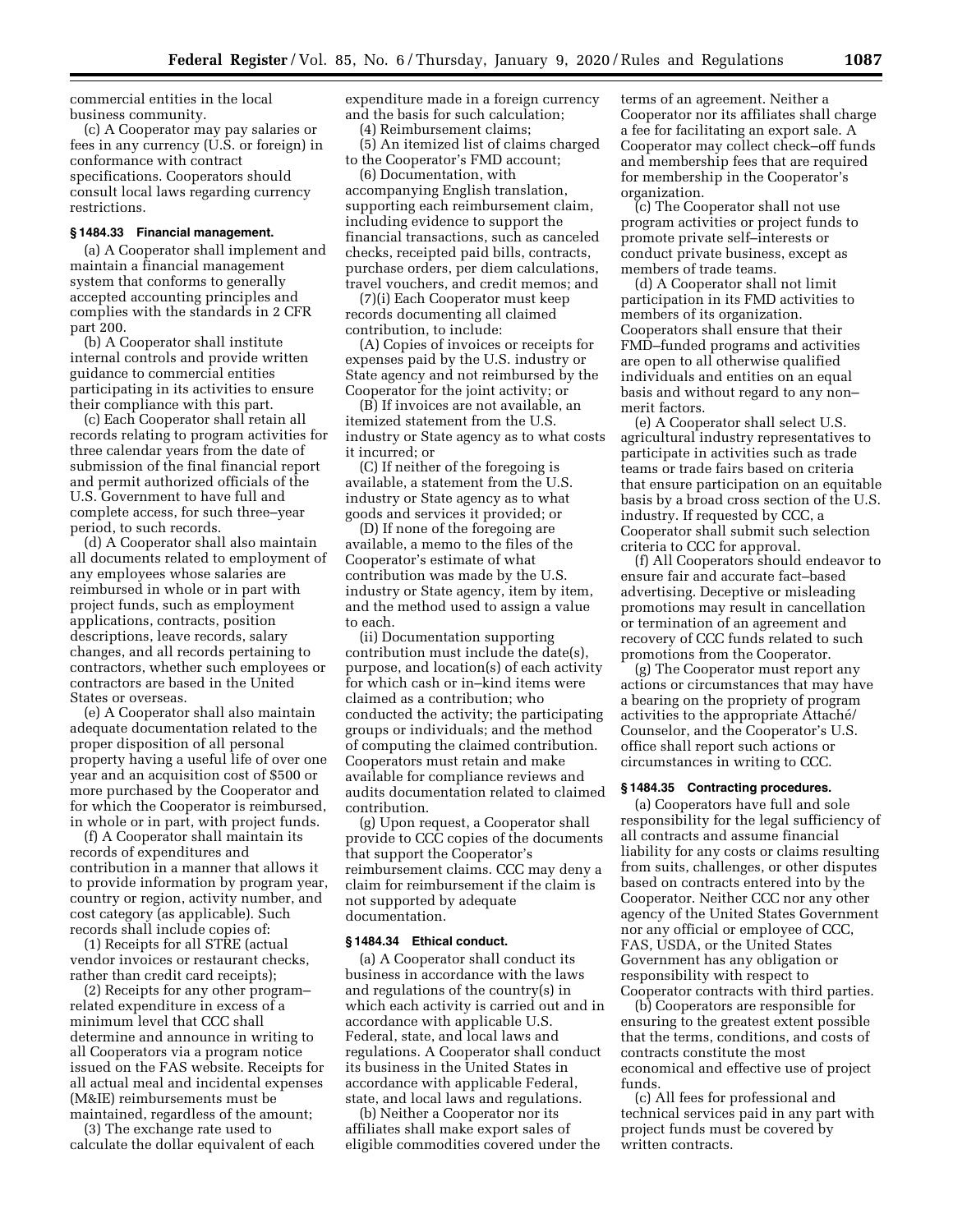commercial entities in the local business community.

(c) A Cooperator may pay salaries or fees in any currency (U.S. or foreign) in conformance with contract specifications. Cooperators should consult local laws regarding currency restrictions.

### § 1484.33 Financial management.

(a) A Cooperator shall implement and maintain a financial management system that conforms to generally accepted accounting principles and complies with the standards in 2 CFR part 200.

(b) A Cooperator shall institute internal controls and provide written guidance to commercial entities participating in its activities to ensure their compliance with this part.

(c) Each Cooperator shall retain all records relating to program activities for three calendar years from the date of submission of the final financial report and permit authorized officials of the U.S. Government to have full and complete access, for such three–year period, to such records.

(d) A Cooperator shall also maintain all documents related to employment of any employees whose salaries are reimbursed in whole or in part with project funds, such as employment applications, contracts, position descriptions, leave records, salary changes, and all records pertaining to contractors, whether such employees or contractors are based in the United States or overseas.

(e) A Cooperator shall also maintain adequate documentation related to the proper disposition of all personal property having a useful life of over one year and an acquisition cost of $500 or more purchased by the Cooperator and for which the Cooperator is reimbursed, in whole or in part, with project funds.

(f) A Cooperator shall maintain its records of expenditures and contribution in a manner that allows it to provide information by program year, country or region, activity number, and cost category (as applicable). Such records shall include copies of:

(1) Receipts for all STRE (actual vendor invoices or restaurant checks, rather than credit card receipts);

(2) Receipts for any other program–related expenditure in excess of a minimum level that CCC shall determine and announce in writing to all Cooperators via a program notice issued on the FAS website. Receipts for all actual meal and incidental expenses (M&IE) reimbursements must be maintained, regardless of the amount;

(3) The exchange rate used to calculate the dollar equivalent of each expenditure made in a foreign currency and the basis for such calculation;

(4) Reimbursement claims;

(5) An itemized list of claims charged to the Cooperator's FMD account;

(6) Documentation, with accompanying English translation, supporting each reimbursement claim, including evidence to support the financial transactions, such as canceled checks, receipted paid bills, contracts, purchase orders, per diem calculations, travel vouchers, and credit memos; and

(7)(i) Each Cooperator must keep records documenting all claimed contribution, to include:

(A) Copies of invoices or receipts for expenses paid by the U.S. industry or State agency and not reimbursed by the Cooperator for the joint activity; or

(B) If invoices are not available, an itemized statement from the U.S. industry or State agency as to what costs it incurred; or

(C) If neither of the foregoing is available, a statement from the U.S. industry or State agency as to what goods and services it provided; or

(D) If none of the foregoing are available, a memo to the files of the Cooperator's estimate of what contribution was made by the U.S. industry or State agency, item by item, and the method used to assign a value to each.

(ii) Documentation supporting contribution must include the date(s), purpose, and location(s) of each activity for which cash or in–kind items were claimed as a contribution; who conducted the activity; the participating groups or individuals; and the method of computing the claimed contribution. Cooperators must retain and make available for compliance reviews and audits documentation related to claimed contribution.

(g) Upon request, a Cooperator shall provide to CCC copies of the documents that support the Cooperator's reimbursement claims. CCC may deny a claim for reimbursement if the claim is not supported by adequate documentation.

### § 1484.34 Ethical conduct.

(a) A Cooperator shall conduct its business in accordance with the laws and regulations of the country(s) in which each activity is carried out and in accordance with applicable U.S. Federal, state, and local laws and regulations. A Cooperator shall conduct its business in the United States in accordance with applicable Federal, state, and local laws and regulations.

(b) Neither a Cooperator nor its affiliates shall make export sales of eligible commodities covered under the terms of an agreement. Neither a Cooperator nor its affiliates shall charge a fee for facilitating an export sale. A Cooperator may collect check–off funds and membership fees that are required for membership in the Cooperator's organization.

(c) The Cooperator shall not use program activities or project funds to promote private self–interests or conduct private business, except as members of trade teams.

(d) A Cooperator shall not limit participation in its FMD activities to members of its organization. Cooperators shall ensure that their FMD–funded programs and activities are open to all otherwise qualified individuals and entities on an equal basis and without regard to any non–merit factors.

(e) A Cooperator shall select U.S. agricultural industry representatives to participate in activities such as trade teams or trade fairs based on criteria that ensure participation on an equitable basis by a broad cross section of the U.S. industry. If requested by CCC, a Cooperator shall submit such selection criteria to CCC for approval.

(f) All Cooperators should endeavor to ensure fair and accurate fact–based advertising. Deceptive or misleading promotions may result in cancellation or termination of an agreement and recovery of CCC funds related to such promotions from the Cooperator.

(g) The Cooperator must report any actions or circumstances that may have a bearing on the propriety of program activities to the appropriate Attaché/Counselor, and the Cooperator's U.S. office shall report such actions or circumstances in writing to CCC.

### § 1484.35 Contracting procedures.

(a) Cooperators have full and sole responsibility for the legal sufficiency of all contracts and assume financial liability for any costs or claims resulting from suits, challenges, or other disputes based on contracts entered into by the Cooperator. Neither CCC nor any other agency of the United States Government nor any official or employee of CCC, FAS, USDA, or the United States Government has any obligation or responsibility with respect to Cooperator contracts with third parties.

(b) Cooperators are responsible for ensuring to the greatest extent possible that the terms, conditions, and costs of contracts constitute the most economical and effective use of project funds.

(c) All fees for professional and technical services paid in any part with project funds must be covered by written contracts.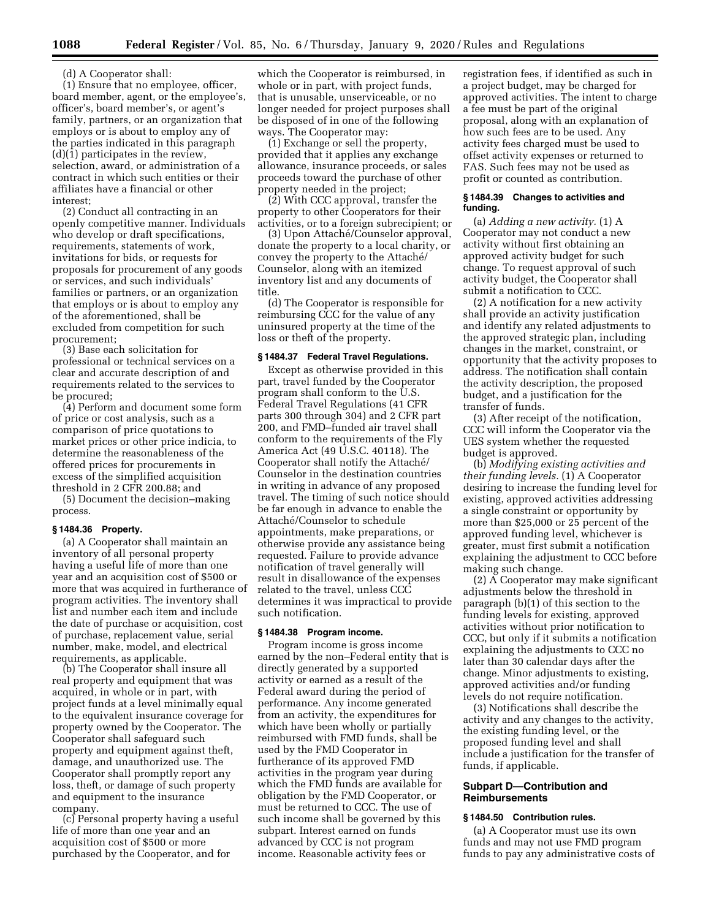(d) A Cooperator shall:

(1) Ensure that no employee, officer, board member, agent, or the employee's, officer's, board member's, or agent's family, partners, or an organization that employs or is about to employ any of the parties indicated in this paragraph (d)(1) participates in the review, selection, award, or administration of a contract in which such entities or their affiliates have a financial or other interest;

(2) Conduct all contracting in an openly competitive manner. Individuals who develop or draft specifications, requirements, statements of work, invitations for bids, or requests for proposals for procurement of any goods or services, and such individuals' families or partners, or an organization that employs or is about to employ any of the aforementioned, shall be excluded from competition for such procurement;

(3) Base each solicitation for professional or technical services on a clear and accurate description of and requirements related to the services to be procured;

(4) Perform and document some form of price or cost analysis, such as a comparison of price quotations to market prices or other price indicia, to determine the reasonableness of the offered prices for procurements in excess of the simplified acquisition threshold in 2 CFR 200.88; and

(5) Document the decision–making process.

### § 1484.36 Property.

(a) A Cooperator shall maintain an inventory of all personal property having a useful life of more than one year and an acquisition cost of $500 or more that was acquired in furtherance of program activities. The inventory shall list and number each item and include the date of purchase or acquisition, cost of purchase, replacement value, serial number, make, model, and electrical requirements, as applicable.

(b) The Cooperator shall insure all real property and equipment that was acquired, in whole or in part, with project funds at a level minimally equal to the equivalent insurance coverage for property owned by the Cooperator. The Cooperator shall safeguard such property and equipment against theft, damage, and unauthorized use. The Cooperator shall promptly report any loss, theft, or damage of such property and equipment to the insurance company.

(c) Personal property having a useful life of more than one year and an acquisition cost of $500 or more purchased by the Cooperator, and for which the Cooperator is reimbursed, in whole or in part, with project funds, that is unusable, unserviceable, or no longer needed for project purposes shall be disposed of in one of the following ways. The Cooperator may:

(1) Exchange or sell the property, provided that it applies any exchange allowance, insurance proceeds, or sales proceeds toward the purchase of other property needed in the project;

(2) With CCC approval, transfer the property to other Cooperators for their activities, or to a foreign subrecipient; or

(3) Upon Attaché/Counselor approval, donate the property to a local charity, or convey the property to the Attaché/Counselor, along with an itemized inventory list and any documents of title.

(d) The Cooperator is responsible for reimbursing CCC for the value of any uninsured property at the time of the loss or theft of the property.

### § 1484.37 Federal Travel Regulations.

Except as otherwise provided in this part, travel funded by the Cooperator program shall conform to the U.S. Federal Travel Regulations (41 CFR parts 300 through 304) and 2 CFR part 200, and FMD–funded air travel shall conform to the requirements of the Fly America Act (49 U.S.C. 40118). The Cooperator shall notify the Attaché/Counselor in the destination countries in writing in advance of any proposed travel. The timing of such notice should be far enough in advance to enable the Attaché/Counselor to schedule appointments, make preparations, or otherwise provide any assistance being requested. Failure to provide advance notification of travel generally will result in disallowance of the expenses related to the travel, unless CCC determines it was impractical to provide such notification.

### § 1484.38 Program income.

Program income is gross income earned by the non–Federal entity that is directly generated by a supported activity or earned as a result of the Federal award during the period of performance. Any income generated from an activity, the expenditures for which have been wholly or partially reimbursed with FMD funds, shall be used by the FMD Cooperator in furtherance of its approved FMD activities in the program year during which the FMD funds are available for obligation by the FMD Cooperator, or must be returned to CCC. The use of such income shall be governed by this subpart. Interest earned on funds advanced by CCC is not program income. Reasonable activity fees or registration fees, if identified as such in a project budget, may be charged for approved activities. The intent to charge a fee must be part of the original proposal, along with an explanation of how such fees are to be used. Any activity fees charged must be used to offset activity expenses or returned to FAS. Such fees may not be used as profit or counted as contribution.

### § 1484.39 Changes to activities and funding.

(a) *Adding a new activity.* (1) A Cooperator may not conduct a new activity without first obtaining an approved activity budget for such change. To request approval of such activity budget, the Cooperator shall submit a notification to CCC.

(2) A notification for a new activity shall provide an activity justification and identify any related adjustments to the approved strategic plan, including changes in the market, constraint, or opportunity that the activity proposes to address. The notification shall contain the activity description, the proposed budget, and a justification for the transfer of funds.

(3) After receipt of the notification, CCC will inform the Cooperator via the UES system whether the requested budget is approved.

(b) *Modifying existing activities and their funding levels.* (1) A Cooperator desiring to increase the funding level for existing, approved activities addressing a single constraint or opportunity by more than $25,000 or 25 percent of the approved funding level, whichever is greater, must first submit a notification explaining the adjustment to CCC before making such change.

(2) A Cooperator may make significant adjustments below the threshold in paragraph (b)(1) of this section to the funding levels for existing, approved activities without prior notification to CCC, but only if it submits a notification explaining the adjustments to CCC no later than 30 calendar days after the change. Minor adjustments to existing, approved activities and/or funding levels do not require notification.

(3) Notifications shall describe the activity and any changes to the activity, the existing funding level, or the proposed funding level and shall include a justification for the transfer of funds, if applicable.

## Subpart D—Contribution and Reimbursements

### § 1484.50 Contribution rules.

(a) A Cooperator must use its own funds and may not use FMD program funds to pay any administrative costs of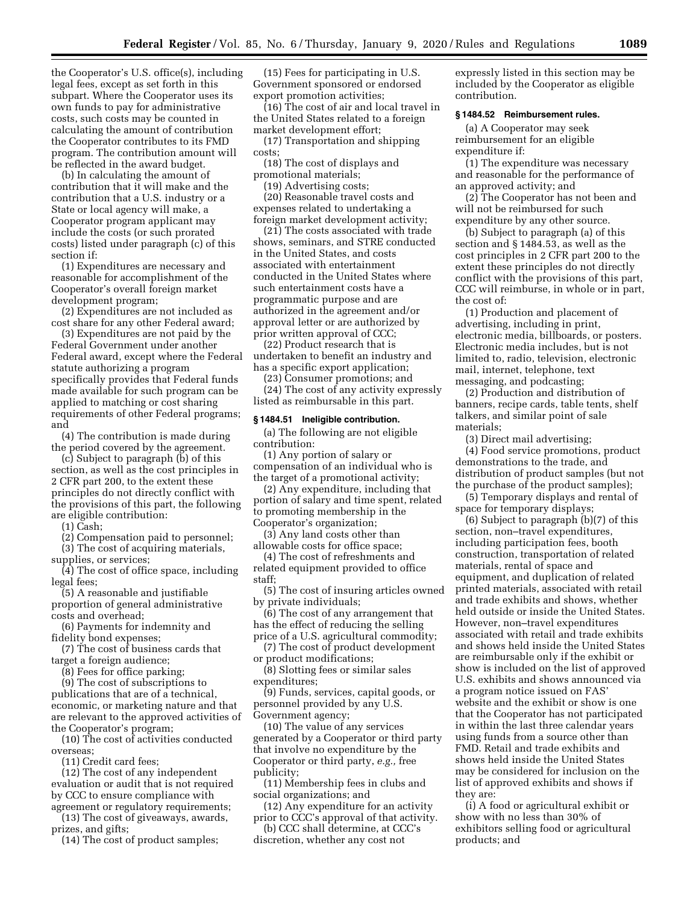the Cooperator's U.S. office(s), including legal fees, except as set forth in this subpart. Where the Cooperator uses its own funds to pay for administrative costs, such costs may be counted in calculating the amount of contribution the Cooperator contributes to its FMD program. The contribution amount will be reflected in the award budget.

(b) In calculating the amount of contribution that it will make and the contribution that a U.S. industry or a State or local agency will make, a Cooperator program applicant may include the costs (or such prorated costs) listed under paragraph (c) of this section if:

(1) Expenditures are necessary and reasonable for accomplishment of the Cooperator's overall foreign market development program;

(2) Expenditures are not included as cost share for any other Federal award;

(3) Expenditures are not paid by the Federal Government under another Federal award, except where the Federal statute authorizing a program specifically provides that Federal funds made available for such program can be applied to matching or cost sharing requirements of other Federal programs; and

(4) The contribution is made during the period covered by the agreement.

(c) Subject to paragraph (b) of this section, as well as the cost principles in 2 CFR part 200, to the extent these principles do not directly conflict with the provisions of this part, the following are eligible contribution:

(1) Cash;

(2) Compensation paid to personnel;

(3) The cost of acquiring materials, supplies, or services;

(4) The cost of office space, including legal fees;

(5) A reasonable and justifiable proportion of general administrative costs and overhead;

(6) Payments for indemnity and fidelity bond expenses;

(7) The cost of business cards that target a foreign audience;

(8) Fees for office parking;

(9) The cost of subscriptions to publications that are of a technical, economic, or marketing nature and that are relevant to the approved activities of the Cooperator's program;

(10) The cost of activities conducted overseas;

(11) Credit card fees;

(12) The cost of any independent evaluation or audit that is not required by CCC to ensure compliance with agreement or regulatory requirements;

(13) The cost of giveaways, awards, prizes, and gifts;

(14) The cost of product samples;

(15) Fees for participating in U.S. Government sponsored or endorsed export promotion activities;

(16) The cost of air and local travel in the United States related to a foreign market development effort;

(17) Transportation and shipping costs;

(18) The cost of displays and promotional materials;

(19) Advertising costs;

(20) Reasonable travel costs and expenses related to undertaking a foreign market development activity;

(21) The costs associated with trade shows, seminars, and STRE conducted in the United States, and costs associated with entertainment conducted in the United States where such entertainment costs have a programmatic purpose and are authorized in the agreement and/or approval letter or are authorized by prior written approval of CCC;

(22) Product research that is undertaken to benefit an industry and has a specific export application;

(23) Consumer promotions; and

(24) The cost of any activity expressly listed as reimbursable in this part.

### § 1484.51 Ineligible contribution.

(a) The following are not eligible contribution:

(1) Any portion of salary or compensation of an individual who is the target of a promotional activity;

(2) Any expenditure, including that portion of salary and time spent, related to promoting membership in the Cooperator's organization;

(3) Any land costs other than allowable costs for office space;

(4) The cost of refreshments and related equipment provided to office staff;

(5) The cost of insuring articles owned by private individuals;

(6) The cost of any arrangement that has the effect of reducing the selling price of a U.S. agricultural commodity;

(7) The cost of product development or product modifications;

(8) Slotting fees or similar sales expenditures;

(9) Funds, services, capital goods, or personnel provided by any U.S. Government agency;

(10) The value of any services generated by a Cooperator or third party that involve no expenditure by the Cooperator or third party, *e.g.,* free publicity;

(11) Membership fees in clubs and social organizations; and

(12) Any expenditure for an activity prior to CCC's approval of that activity.

(b) CCC shall determine, at CCC's discretion, whether any cost not expressly listed in this section may be included by the Cooperator as eligible contribution.

### § 1484.52 Reimbursement rules.

(a) A Cooperator may seek reimbursement for an eligible expenditure if:

(1) The expenditure was necessary and reasonable for the performance of an approved activity; and

(2) The Cooperator has not been and will not be reimbursed for such expenditure by any other source.

(b) Subject to paragraph (a) of this section and § 1484.53, as well as the cost principles in 2 CFR part 200 to the extent these principles do not directly conflict with the provisions of this part, CCC will reimburse, in whole or in part, the cost of:

(1) Production and placement of advertising, including in print, electronic media, billboards, or posters. Electronic media includes, but is not limited to, radio, television, electronic mail, internet, telephone, text messaging, and podcasting;

(2) Production and distribution of banners, recipe cards, table tents, shelf talkers, and similar point of sale materials;

(3) Direct mail advertising;

(4) Food service promotions, product demonstrations to the trade, and distribution of product samples (but not the purchase of the product samples);

(5) Temporary displays and rental of space for temporary displays;

(6) Subject to paragraph (b)(7) of this section, non–travel expenditures, including participation fees, booth construction, transportation of related materials, rental of space and equipment, and duplication of related printed materials, associated with retail and trade exhibits and shows, whether held outside or inside the United States. However, non–travel expenditures associated with retail and trade exhibits and shows held inside the United States are reimbursable only if the exhibit or show is included on the list of approved U.S. exhibits and shows announced via a program notice issued on FAS' website and the exhibit or show is one that the Cooperator has not participated in within the last three calendar years using funds from a source other than FMD. Retail and trade exhibits and shows held inside the United States may be considered for inclusion on the list of approved exhibits and shows if they are:

(i) A food or agricultural exhibit or show with no less than 30% of exhibitors selling food or agricultural products; and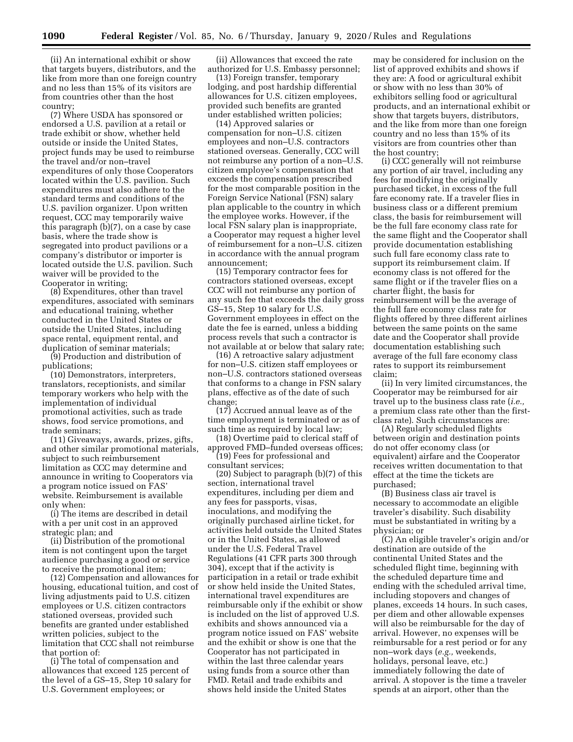(ii) An international exhibit or show that targets buyers, distributors, and the like from more than one foreign country and no less than 15% of its visitors are from countries other than the host country;

(7) Where USDA has sponsored or endorsed a U.S. pavilion at a retail or trade exhibit or show, whether held outside or inside the United States, project funds may be used to reimburse the travel and/or non–travel expenditures of only those Cooperators located within the U.S. pavilion. Such expenditures must also adhere to the standard terms and conditions of the U.S. pavilion organizer. Upon written request, CCC may temporarily waive this paragraph (b)(7), on a case by case basis, where the trade show is segregated into product pavilions or a company's distributor or importer is located outside the U.S. pavilion. Such waiver will be provided to the Cooperator in writing;

(8) Expenditures, other than travel expenditures, associated with seminars and educational training, whether conducted in the United States or outside the United States, including space rental, equipment rental, and duplication of seminar materials;

(9) Production and distribution of publications;

(10) Demonstrators, interpreters, translators, receptionists, and similar temporary workers who help with the implementation of individual promotional activities, such as trade shows, food service promotions, and trade seminars;

(11) Giveaways, awards, prizes, gifts, and other similar promotional materials, subject to such reimbursement limitation as CCC may determine and announce in writing to Cooperators via a program notice issued on FAS' website. Reimbursement is available only when:

(i) The items are described in detail with a per unit cost in an approved strategic plan; and

(ii) Distribution of the promotional item is not contingent upon the target audience purchasing a good or service to receive the promotional item;

(12) Compensation and allowances for housing, educational tuition, and cost of living adjustments paid to U.S. citizen employees or U.S. citizen contractors stationed overseas, provided such benefits are granted under established written policies, subject to the limitation that CCC shall not reimburse that portion of:

(i) The total of compensation and allowances that exceed 125 percent of the level of a GS–15, Step 10 salary for U.S. Government employees; or

(ii) Allowances that exceed the rate authorized for U.S. Embassy personnel;

(13) Foreign transfer, temporary lodging, and post hardship differential allowances for U.S. citizen employees, provided such benefits are granted under established written policies;

(14) Approved salaries or compensation for non–U.S. citizen employees and non–U.S. contractors stationed overseas. Generally, CCC will not reimburse any portion of a non–U.S. citizen employee's compensation that exceeds the compensation prescribed for the most comparable position in the Foreign Service National (FSN) salary plan applicable to the country in which the employee works. However, if the local FSN salary plan is inappropriate, a Cooperator may request a higher level of reimbursement for a non–U.S. citizen in accordance with the annual program announcement;

(15) Temporary contractor fees for contractors stationed overseas, except CCC will not reimburse any portion of any such fee that exceeds the daily gross GS–15, Step 10 salary for U.S. Government employees in effect on the date the fee is earned, unless a bidding process revels that such a contractor is not available at or below that salary rate;

(16) A retroactive salary adjustment for non–U.S. citizen staff employees or non–U.S. contractors stationed overseas that conforms to a change in FSN salary plans, effective as of the date of such change;

(17) Accrued annual leave as of the time employment is terminated or as of such time as required by local law;

(18) Overtime paid to clerical staff of approved FMD–funded overseas offices;

(19) Fees for professional and consultant services;

(20) Subject to paragraph (b)(7) of this section, international travel expenditures, including per diem and any fees for passports, visas, inoculations, and modifying the originally purchased airline ticket, for activities held outside the United States or in the United States, as allowed under the U.S. Federal Travel Regulations (41 CFR parts 300 through 304), except that if the activity is participation in a retail or trade exhibit or show held inside the United States, international travel expenditures are reimbursable only if the exhibit or show is included on the list of approved U.S. exhibits and shows announced via a program notice issued on FAS' website and the exhibit or show is one that the Cooperator has not participated in within the last three calendar years using funds from a source other than FMD. Retail and trade exhibits and shows held inside the United States may be considered for inclusion on the list of approved exhibits and shows if they are: A food or agricultural exhibit or show with no less than 30% of exhibitors selling food or agricultural products, and an international exhibit or show that targets buyers, distributors, and the like from more than one foreign country and no less than 15% of its visitors are from countries other than the host country;

(i) CCC generally will not reimburse any portion of air travel, including any fees for modifying the originally purchased ticket, in excess of the full fare economy rate. If a traveler flies in business class or a different premium class, the basis for reimbursement will be the full fare economy class rate for the same flight and the Cooperator shall provide documentation establishing such full fare economy class rate to support its reimbursement claim. If economy class is not offered for the same flight or if the traveler flies on a charter flight, the basis for reimbursement will be the average of the full fare economy class rate for flights offered by three different airlines between the same points on the same date and the Cooperator shall provide documentation establishing such average of the full fare economy class rates to support its reimbursement claim;

(ii) In very limited circumstances, the Cooperator may be reimbursed for air travel up to the business class rate (*i.e.,* a premium class rate other than the first-class rate). Such circumstances are:

(A) Regularly scheduled flights between origin and destination points do not offer economy class (or equivalent) airfare and the Cooperator receives written documentation to that effect at the time the tickets are purchased;

(B) Business class air travel is necessary to accommodate an eligible traveler's disability. Such disability must be substantiated in writing by a physician; or

(C) An eligible traveler's origin and/or destination are outside of the continental United States and the scheduled flight time, beginning with the scheduled departure time and ending with the scheduled arrival time, including stopovers and changes of planes, exceeds 14 hours. In such cases, per diem and other allowable expenses will also be reimbursable for the day of arrival. However, no expenses will be reimbursable for a rest period or for any non–work days (*e.g.,* weekends, holidays, personal leave, etc.) immediately following the date of arrival. A stopover is the time a traveler spends at an airport, other than the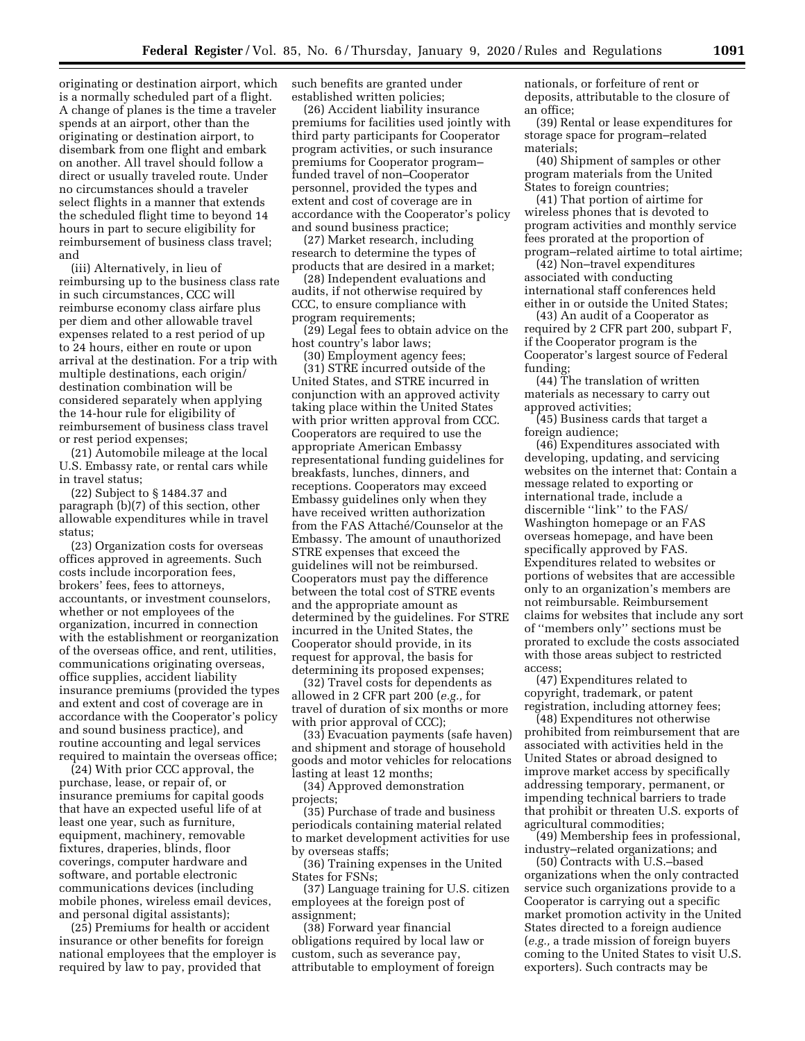originating or destination airport, which is a normally scheduled part of a flight. A change of planes is the time a traveler spends at an airport, other than the originating or destination airport, to disembark from one flight and embark on another. All travel should follow a direct or usually traveled route. Under no circumstances should a traveler select flights in a manner that extends the scheduled flight time to beyond 14 hours in part to secure eligibility for reimbursement of business class travel; and

(iii) Alternatively, in lieu of reimbursing up to the business class rate in such circumstances, CCC will reimburse economy class airfare plus per diem and other allowable travel expenses related to a rest period of up to 24 hours, either en route or upon arrival at the destination. For a trip with multiple destinations, each origin/destination combination will be considered separately when applying the 14-hour rule for eligibility of reimbursement of business class travel or rest period expenses;

(21) Automobile mileage at the local U.S. Embassy rate, or rental cars while in travel status;

(22) Subject to § 1484.37 and paragraph (b)(7) of this section, other allowable expenditures while in travel status;

(23) Organization costs for overseas offices approved in agreements. Such costs include incorporation fees, brokers' fees, fees to attorneys, accountants, or investment counselors, whether or not employees of the organization, incurred in connection with the establishment or reorganization of the overseas office, and rent, utilities, communications originating overseas, office supplies, accident liability insurance premiums (provided the types and extent and cost of coverage are in accordance with the Cooperator's policy and sound business practice), and routine accounting and legal services required to maintain the overseas office;

(24) With prior CCC approval, the purchase, lease, or repair of, or insurance premiums for capital goods that have an expected useful life of at least one year, such as furniture, equipment, machinery, removable fixtures, draperies, blinds, floor coverings, computer hardware and software, and portable electronic communications devices (including mobile phones, wireless email devices, and personal digital assistants);

(25) Premiums for health or accident insurance or other benefits for foreign national employees that the employer is required by law to pay, provided that such benefits are granted under established written policies;

(26) Accident liability insurance premiums for facilities used jointly with third party participants for Cooperator program activities, or such insurance premiums for Cooperator program–funded travel of non–Cooperator personnel, provided the types and extent and cost of coverage are in accordance with the Cooperator's policy and sound business practice;

(27) Market research, including research to determine the types of products that are desired in a market;

(28) Independent evaluations and audits, if not otherwise required by CCC, to ensure compliance with program requirements;

(29) Legal fees to obtain advice on the host country's labor laws;

(30) Employment agency fees;

(31) STRE incurred outside of the United States, and STRE incurred in conjunction with an approved activity taking place within the United States with prior written approval from CCC. Cooperators are required to use the appropriate American Embassy representational funding guidelines for breakfasts, lunches, dinners, and receptions. Cooperators may exceed Embassy guidelines only when they have received written authorization from the FAS Attaché/Counselor at the Embassy. The amount of unauthorized STRE expenses that exceed the guidelines will not be reimbursed. Cooperators must pay the difference between the total cost of STRE events and the appropriate amount as determined by the guidelines. For STRE incurred in the United States, the Cooperator should provide, in its request for approval, the basis for determining its proposed expenses;

(32) Travel costs for dependents as allowed in 2 CFR part 200 (*e.g.,* for travel of duration of six months or more with prior approval of CCC);

(33) Evacuation payments (safe haven) and shipment and storage of household goods and motor vehicles for relocations lasting at least 12 months;

(34) Approved demonstration projects;

(35) Purchase of trade and business periodicals containing material related to market development activities for use by overseas staffs;

(36) Training expenses in the United States for FSNs;

(37) Language training for U.S. citizen employees at the foreign post of assignment;

(38) Forward year financial obligations required by local law or custom, such as severance pay, attributable to employment of foreign nationals, or forfeiture of rent or deposits, attributable to the closure of an office;

(39) Rental or lease expenditures for storage space for program–related materials;

(40) Shipment of samples or other program materials from the United States to foreign countries;

(41) That portion of airtime for wireless phones that is devoted to program activities and monthly service fees prorated at the proportion of program–related airtime to total airtime;

(42) Non–travel expenditures associated with conducting international staff conferences held either in or outside the United States;

(43) An audit of a Cooperator as required by 2 CFR part 200, subpart F, if the Cooperator program is the Cooperator's largest source of Federal funding;

(44) The translation of written materials as necessary to carry out approved activities;

(45) Business cards that target a foreign audience;

(46) Expenditures associated with developing, updating, and servicing websites on the internet that: Contain a message related to exporting or international trade, include a discernible "link" to the FAS/Washington homepage or an FAS overseas homepage, and have been specifically approved by FAS. Expenditures related to websites or portions of websites that are accessible only to an organization's members are not reimbursable. Reimbursement claims for websites that include any sort of "members only" sections must be prorated to exclude the costs associated with those areas subject to restricted access;

(47) Expenditures related to copyright, trademark, or patent registration, including attorney fees;

(48) Expenditures not otherwise prohibited from reimbursement that are associated with activities held in the United States or abroad designed to improve market access by specifically addressing temporary, permanent, or impending technical barriers to trade that prohibit or threaten U.S. exports of agricultural commodities;

(49) Membership fees in professional, industry–related organizations; and

(50) Contracts with U.S.–based organizations when the only contracted service such organizations provide to a Cooperator is carrying out a specific market promotion activity in the United States directed to a foreign audience (*e.g.,* a trade mission of foreign buyers coming to the United States to visit U.S. exporters). Such contracts may be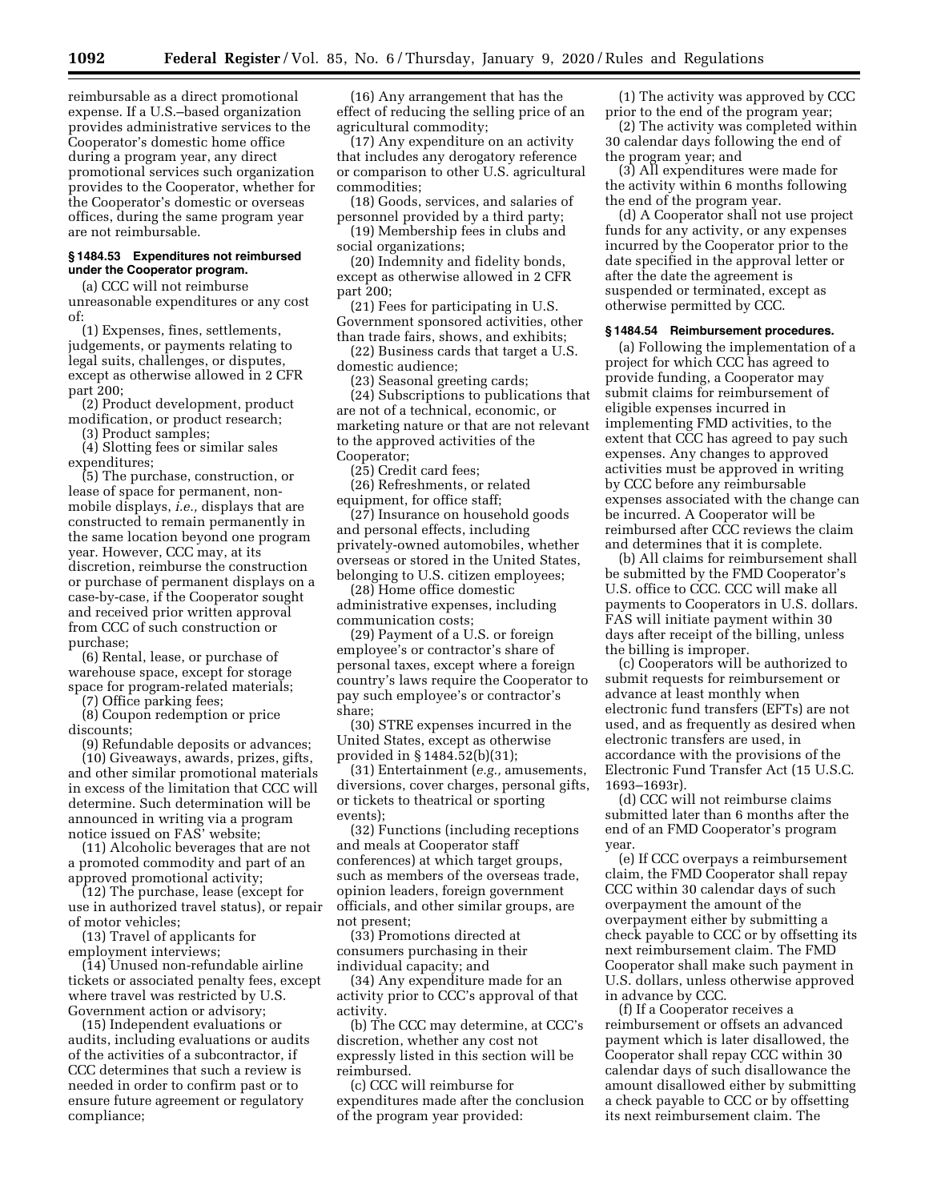reimbursable as a direct promotional expense. If a U.S.–based organization provides administrative services to the Cooperator's domestic home office during a program year, any direct promotional services such organization provides to the Cooperator, whether for the Cooperator's domestic or overseas offices, during the same program year are not reimbursable.

### § 1484.53 Expenditures not reimbursed under the Cooperator program.

(a) CCC will not reimburse unreasonable expenditures or any cost of:

(1) Expenses, fines, settlements, judgements, or payments relating to legal suits, challenges, or disputes, except as otherwise allowed in 2 CFR part 200;

(2) Product development, product modification, or product research;

(3) Product samples;

(4) Slotting fees or similar sales expenditures;

(5) The purchase, construction, or lease of space for permanent, non-mobile displays, *i.e.,* displays that are constructed to remain permanently in the same location beyond one program year. However, CCC may, at its discretion, reimburse the construction or purchase of permanent displays on a case-by-case, if the Cooperator sought and received prior written approval from CCC of such construction or purchase;

(6) Rental, lease, or purchase of warehouse space, except for storage space for program-related materials;

(7) Office parking fees;

(8) Coupon redemption or price discounts;

(9) Refundable deposits or advances;

(10) Giveaways, awards, prizes, gifts, and other similar promotional materials in excess of the limitation that CCC will determine. Such determination will be announced in writing via a program notice issued on FAS' website;

(11) Alcoholic beverages that are not a promoted commodity and part of an approved promotional activity;

(12) The purchase, lease (except for use in authorized travel status), or repair of motor vehicles;

(13) Travel of applicants for employment interviews;

(14) Unused non-refundable airline tickets or associated penalty fees, except where travel was restricted by U.S. Government action or advisory;

(15) Independent evaluations or audits, including evaluations or audits of the activities of a subcontractor, if CCC determines that such a review is needed in order to confirm past or to ensure future agreement or regulatory compliance;

(16) Any arrangement that has the effect of reducing the selling price of an agricultural commodity;

(17) Any expenditure on an activity that includes any derogatory reference or comparison to other U.S. agricultural commodities;

(18) Goods, services, and salaries of personnel provided by a third party;

(19) Membership fees in clubs and social organizations;

(20) Indemnity and fidelity bonds, except as otherwise allowed in 2 CFR part 200;

(21) Fees for participating in U.S. Government sponsored activities, other than trade fairs, shows, and exhibits;

(22) Business cards that target a U.S. domestic audience;

(23) Seasonal greeting cards;

(24) Subscriptions to publications that are not of a technical, economic, or marketing nature or that are not relevant to the approved activities of the Cooperator;

(25) Credit card fees;

(26) Refreshments, or related equipment, for office staff;

(27) Insurance on household goods and personal effects, including privately-owned automobiles, whether overseas or stored in the United States, belonging to U.S. citizen employees;

(28) Home office domestic administrative expenses, including communication costs;

(29) Payment of a U.S. or foreign employee's or contractor's share of personal taxes, except where a foreign country's laws require the Cooperator to pay such employee's or contractor's share;

(30) STRE expenses incurred in the United States, except as otherwise provided in § 1484.52(b)(31);

(31) Entertainment (*e.g.,* amusements, diversions, cover charges, personal gifts, or tickets to theatrical or sporting events);

(32) Functions (including receptions and meals at Cooperator staff conferences) at which target groups, such as members of the overseas trade, opinion leaders, foreign government officials, and other similar groups, are not present;

(33) Promotions directed at consumers purchasing in their individual capacity; and

(34) Any expenditure made for an activity prior to CCC's approval of that activity.

(b) The CCC may determine, at CCC's discretion, whether any cost not expressly listed in this section will be reimbursed.

(c) CCC will reimburse for expenditures made after the conclusion of the program year provided:

(1) The activity was approved by CCC prior to the end of the program year;

(2) The activity was completed within 30 calendar days following the end of the program year; and

(3) All expenditures were made for the activity within 6 months following the end of the program year.

(d) A Cooperator shall not use project funds for any activity, or any expenses incurred by the Cooperator prior to the date specified in the approval letter or after the date the agreement is suspended or terminated, except as otherwise permitted by CCC.

### § 1484.54 Reimbursement procedures.

(a) Following the implementation of a project for which CCC has agreed to provide funding, a Cooperator may submit claims for reimbursement of eligible expenses incurred in implementing FMD activities, to the extent that CCC has agreed to pay such expenses. Any changes to approved activities must be approved in writing by CCC before any reimbursable expenses associated with the change can be incurred. A Cooperator will be reimbursed after CCC reviews the claim and determines that it is complete.

(b) All claims for reimbursement shall be submitted by the FMD Cooperator's U.S. office to CCC. CCC will make all payments to Cooperators in U.S. dollars. FAS will initiate payment within 30 days after receipt of the billing, unless the billing is improper.

(c) Cooperators will be authorized to submit requests for reimbursement or advance at least monthly when electronic fund transfers (EFTs) are not used, and as frequently as desired when electronic transfers are used, in accordance with the provisions of the Electronic Fund Transfer Act (15 U.S.C. 1693–1693r).

(d) CCC will not reimburse claims submitted later than 6 months after the end of an FMD Cooperator's program year.

(e) If CCC overpays a reimbursement claim, the FMD Cooperator shall repay CCC within 30 calendar days of such overpayment the amount of the overpayment either by submitting a check payable to CCC or by offsetting its next reimbursement claim. The FMD Cooperator shall make such payment in U.S. dollars, unless otherwise approved in advance by CCC.

(f) If a Cooperator receives a reimbursement or offsets an advanced payment which is later disallowed, the Cooperator shall repay CCC within 30 calendar days of such disallowance the amount disallowed either by submitting a check payable to CCC or by offsetting its next reimbursement claim. The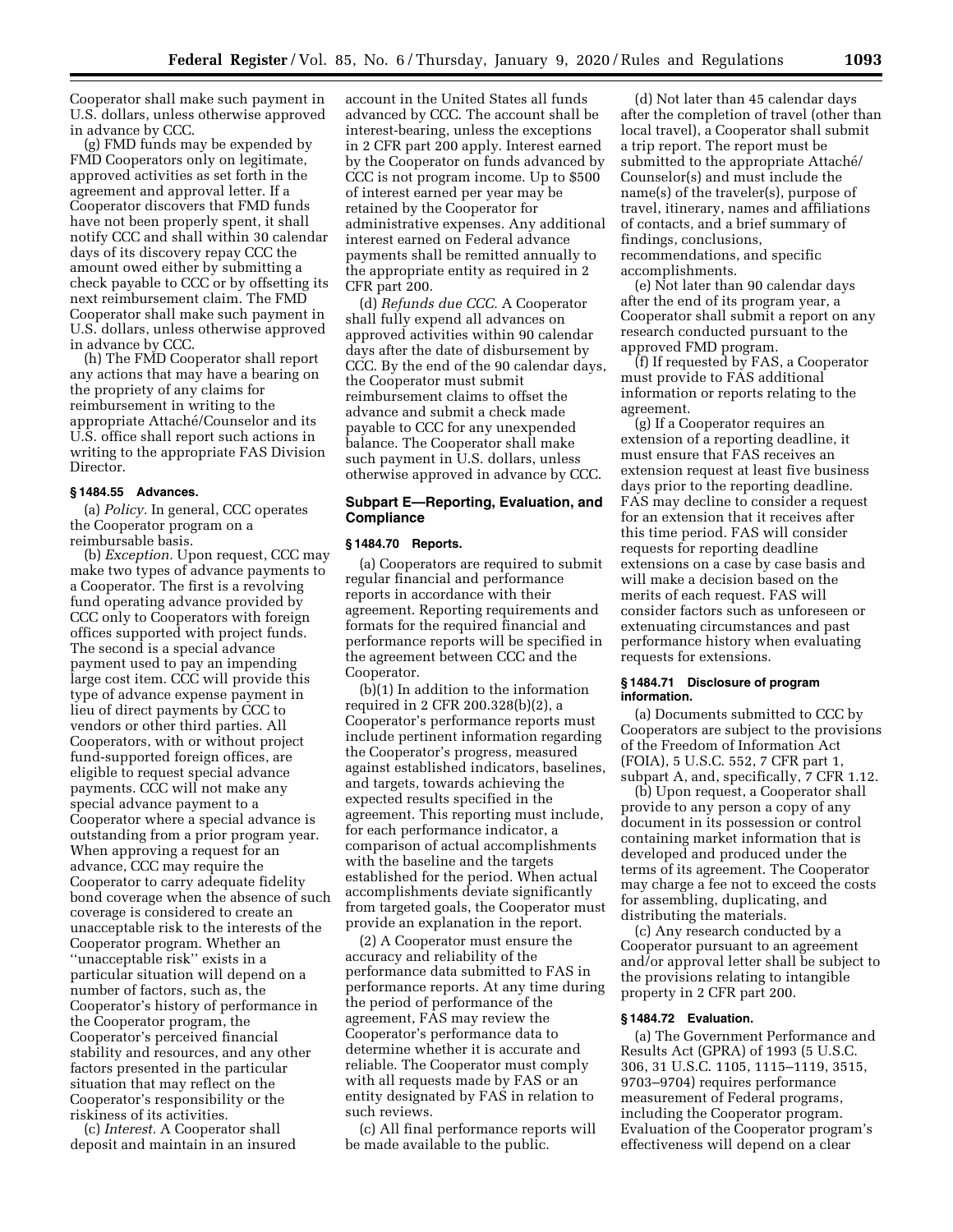Cooperator shall make such payment in U.S. dollars, unless otherwise approved in advance by CCC.

(g) FMD funds may be expended by FMD Cooperators only on legitimate, approved activities as set forth in the agreement and approval letter. If a Cooperator discovers that FMD funds have not been properly spent, it shall notify CCC and shall within 30 calendar days of its discovery repay CCC the amount owed either by submitting a check payable to CCC or by offsetting its next reimbursement claim. The FMD Cooperator shall make such payment in U.S. dollars, unless otherwise approved in advance by CCC.

(h) The FMD Cooperator shall report any actions that may have a bearing on the propriety of any claims for reimbursement in writing to the appropriate Attaché/Counselor and its U.S. office shall report such actions in writing to the appropriate FAS Division Director.

### § 1484.55 Advances.

(a) *Policy.* In general, CCC operates the Cooperator program on a reimbursable basis.

(b) *Exception.* Upon request, CCC may make two types of advance payments to a Cooperator. The first is a revolving fund operating advance provided by CCC only to Cooperators with foreign offices supported with project funds. The second is a special advance payment used to pay an impending large cost item. CCC will provide this type of advance expense payment in lieu of direct payments by CCC to vendors or other third parties. All Cooperators, with or without project fund-supported foreign offices, are eligible to request special advance payments. CCC will not make any special advance payment to a Cooperator where a special advance is outstanding from a prior program year. When approving a request for an advance, CCC may require the Cooperator to carry adequate fidelity bond coverage when the absence of such coverage is considered to create an unacceptable risk to the interests of the Cooperator program. Whether an ''unacceptable risk'' exists in a particular situation will depend on a number of factors, such as, the Cooperator's history of performance in the Cooperator program, the Cooperator's perceived financial stability and resources, and any other factors presented in the particular situation that may reflect on the Cooperator's responsibility or the riskiness of its activities.

(c) *Interest.* A Cooperator shall deposit and maintain in an insured account in the United States all funds advanced by CCC. The account shall be interest-bearing, unless the exceptions in 2 CFR part 200 apply. Interest earned by the Cooperator on funds advanced by CCC is not program income. Up to $500 of interest earned per year may be retained by the Cooperator for administrative expenses. Any additional interest earned on Federal advance payments shall be remitted annually to the appropriate entity as required in 2 CFR part 200.

(d) *Refunds due CCC.* A Cooperator shall fully expend all advances on approved activities within 90 calendar days after the date of disbursement by CCC. By the end of the 90 calendar days, the Cooperator must submit reimbursement claims to offset the advance and submit a check made payable to CCC for any unexpended balance. The Cooperator shall make such payment in U.S. dollars, unless otherwise approved in advance by CCC.

## Subpart E—Reporting, Evaluation, and Compliance

### § 1484.70 Reports.

(a) Cooperators are required to submit regular financial and performance reports in accordance with their agreement. Reporting requirements and formats for the required financial and performance reports will be specified in the agreement between CCC and the Cooperator.

(b)(1) In addition to the information required in 2 CFR 200.328(b)(2), a Cooperator's performance reports must include pertinent information regarding the Cooperator's progress, measured against established indicators, baselines, and targets, towards achieving the expected results specified in the agreement. This reporting must include, for each performance indicator, a comparison of actual accomplishments with the baseline and the targets established for the period. When actual accomplishments deviate significantly from targeted goals, the Cooperator must provide an explanation in the report.

(2) A Cooperator must ensure the accuracy and reliability of the performance data submitted to FAS in performance reports. At any time during the period of performance of the agreement, FAS may review the Cooperator's performance data to determine whether it is accurate and reliable. The Cooperator must comply with all requests made by FAS or an entity designated by FAS in relation to such reviews.

(c) All final performance reports will be made available to the public.

(d) Not later than 45 calendar days after the completion of travel (other than local travel), a Cooperator shall submit a trip report. The report must be submitted to the appropriate Attaché/Counselor(s) and must include the name(s) of the traveler(s), purpose of travel, itinerary, names and affiliations of contacts, and a brief summary of findings, conclusions, recommendations, and specific accomplishments.

(e) Not later than 90 calendar days after the end of its program year, a Cooperator shall submit a report on any research conducted pursuant to the approved FMD program.

(f) If requested by FAS, a Cooperator must provide to FAS additional information or reports relating to the agreement.

(g) If a Cooperator requires an extension of a reporting deadline, it must ensure that FAS receives an extension request at least five business days prior to the reporting deadline. FAS may decline to consider a request for an extension that it receives after this time period. FAS will consider requests for reporting deadline extensions on a case by case basis and will make a decision based on the merits of each request. FAS will consider factors such as unforeseen or extenuating circumstances and past performance history when evaluating requests for extensions.

### § 1484.71 Disclosure of program information.

(a) Documents submitted to CCC by Cooperators are subject to the provisions of the Freedom of Information Act (FOIA), 5 U.S.C. 552, 7 CFR part 1, subpart A, and, specifically, 7 CFR 1.12.

(b) Upon request, a Cooperator shall provide to any person a copy of any document in its possession or control containing market information that is developed and produced under the terms of its agreement. The Cooperator may charge a fee not to exceed the costs for assembling, duplicating, and distributing the materials.

(c) Any research conducted by a Cooperator pursuant to an agreement and/or approval letter shall be subject to the provisions relating to intangible property in 2 CFR part 200.

### § 1484.72 Evaluation.

(a) The Government Performance and Results Act (GPRA) of 1993 (5 U.S.C. 306, 31 U.S.C. 1105, 1115–1119, 3515, 9703–9704) requires performance measurement of Federal programs, including the Cooperator program. Evaluation of the Cooperator program's effectiveness will depend on a clear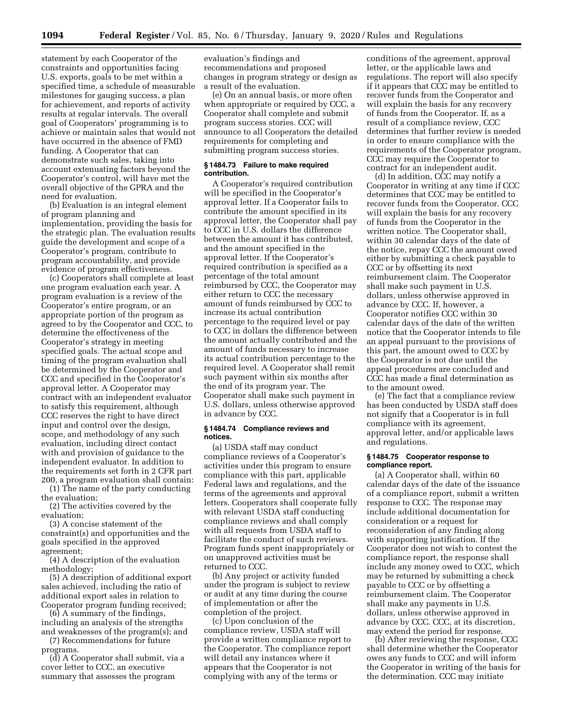statement by each Cooperator of the constraints and opportunities facing U.S. exports, goals to be met within a specified time, a schedule of measurable milestones for gauging success, a plan for achievement, and reports of activity results at regular intervals. The overall goal of Cooperators' programming is to achieve or maintain sales that would not have occurred in the absence of FMD funding. A Cooperator that can demonstrate such sales, taking into account extenuating factors beyond the Cooperator's control, will have met the overall objective of the GPRA and the need for evaluation.

(b) Evaluation is an integral element of program planning and implementation, providing the basis for the strategic plan. The evaluation results guide the development and scope of a Cooperator's program, contribute to program accountability, and provide evidence of program effectiveness.

(c) Cooperators shall complete at least one program evaluation each year. A program evaluation is a review of the Cooperator's entire program, or an appropriate portion of the program as agreed to by the Cooperator and CCC, to determine the effectiveness of the Cooperator's strategy in meeting specified goals. The actual scope and timing of the program evaluation shall be determined by the Cooperator and CCC and specified in the Cooperator's approval letter. A Cooperator may contract with an independent evaluator to satisfy this requirement, although CCC reserves the right to have direct input and control over the design, scope, and methodology of any such evaluation, including direct contact with and provision of guidance to the independent evaluator. In addition to the requirements set forth in 2 CFR part 200, a program evaluation shall contain:

(1) The name of the party conducting the evaluation;

(2) The activities covered by the evaluation;

(3) A concise statement of the constraint(s) and opportunities and the goals specified in the approved agreement;

(4) A description of the evaluation methodology;

(5) A description of additional export sales achieved, including the ratio of additional export sales in relation to Cooperator program funding received;

(6) A summary of the findings, including an analysis of the strengths and weaknesses of the program(s); and

(7) Recommendations for future programs.

(d) A Cooperator shall submit, via a cover letter to CCC, an executive summary that assesses the program evaluation's findings and recommendations and proposed changes in program strategy or design as a result of the evaluation.

(e) On an annual basis, or more often when appropriate or required by CCC, a Cooperator shall complete and submit program success stories. CCC will announce to all Cooperators the detailed requirements for completing and submitting program success stories.

#### § 1484.73 Failure to make required contribution.

A Cooperator's required contribution will be specified in the Cooperator's approval letter. If a Cooperator fails to contribute the amount specified in its approval letter, the Cooperator shall pay to CCC in U.S. dollars the difference between the amount it has contributed, and the amount specified in the approval letter. If the Cooperator's required contribution is specified as a percentage of the total amount reimbursed by CCC, the Cooperator may either return to CCC the necessary amount of funds reimbursed by CCC to increase its actual contribution percentage to the required level or pay to CCC in dollars the difference between the amount actually contributed and the amount of funds necessary to increase its actual contribution percentage to the required level. A Cooperator shall remit such payment within six months after the end of its program year. The Cooperator shall make such payment in U.S. dollars, unless otherwise approved in advance by CCC.

#### § 1484.74 Compliance reviews and notices.

(a) USDA staff may conduct compliance reviews of a Cooperator's activities under this program to ensure compliance with this part, applicable Federal laws and regulations, and the terms of the agreements and approval letters. Cooperators shall cooperate fully with relevant USDA staff conducting compliance reviews and shall comply with all requests from USDA staff to facilitate the conduct of such reviews. Program funds spent inappropriately or on unapproved activities must be returned to CCC.

(b) Any project or activity funded under the program is subject to review or audit at any time during the course of implementation or after the completion of the project.

(c) Upon conclusion of the compliance review, USDA staff will provide a written compliance report to the Cooperator. The compliance report will detail any instances where it appears that the Cooperator is not complying with any of the terms or conditions of the agreement, approval letter, or the applicable laws and regulations. The report will also specify if it appears that CCC may be entitled to recover funds from the Cooperator and will explain the basis for any recovery of funds from the Cooperator. If, as a result of a compliance review, CCC determines that further review is needed in order to ensure compliance with the requirements of the Cooperator program, CCC may require the Cooperator to contract for an independent audit.

(d) In addition, CCC may notify a Cooperator in writing at any time if CCC determines that CCC may be entitled to recover funds from the Cooperator. CCC will explain the basis for any recovery of funds from the Cooperator in the written notice. The Cooperator shall, within 30 calendar days of the date of the notice, repay CCC the amount owed either by submitting a check payable to CCC or by offsetting its next reimbursement claim. The Cooperator shall make such payment in U.S. dollars, unless otherwise approved in advance by CCC. If, however, a Cooperator notifies CCC within 30 calendar days of the date of the written notice that the Cooperator intends to file an appeal pursuant to the provisions of this part, the amount owed to CCC by the Cooperator is not due until the appeal procedures are concluded and CCC has made a final determination as to the amount owed.

(e) The fact that a compliance review has been conducted by USDA staff does not signify that a Cooperator is in full compliance with its agreement, approval letter, and/or applicable laws and regulations.

#### § 1484.75 Cooperator response to compliance report.

(a) A Cooperator shall, within 60 calendar days of the date of the issuance of a compliance report, submit a written response to CCC. The response may include additional documentation for consideration or a request for reconsideration of any finding along with supporting justification. If the Cooperator does not wish to contest the compliance report, the response shall include any money owed to CCC, which may be returned by submitting a check payable to CCC or by offsetting a reimbursement claim. The Cooperator shall make any payments in U.S. dollars, unless otherwise approved in advance by CCC. CCC, at its discretion, may extend the period for response.

(b) After reviewing the response, CCC shall determine whether the Cooperator owes any funds to CCC and will inform the Cooperator in writing of the basis for the determination. CCC may initiate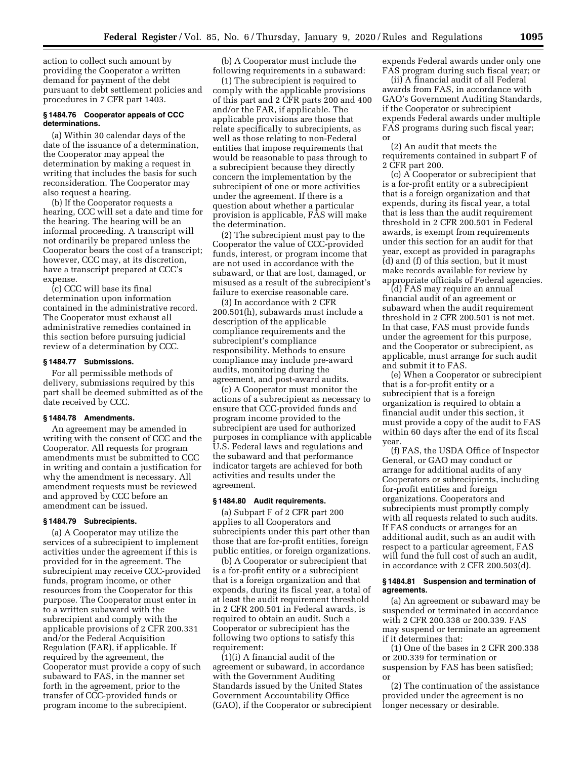action to collect such amount by providing the Cooperator a written demand for payment of the debt pursuant to debt settlement policies and procedures in 7 CFR part 1403.

### § 1484.76 Cooperator appeals of CCC determinations.

(a) Within 30 calendar days of the date of the issuance of a determination, the Cooperator may appeal the determination by making a request in writing that includes the basis for such reconsideration. The Cooperator may also request a hearing.

(b) If the Cooperator requests a hearing, CCC will set a date and time for the hearing. The hearing will be an informal proceeding. A transcript will not ordinarily be prepared unless the Cooperator bears the cost of a transcript; however, CCC may, at its discretion, have a transcript prepared at CCC's expense.

(c) CCC will base its final determination upon information contained in the administrative record. The Cooperator must exhaust all administrative remedies contained in this section before pursuing judicial review of a determination by CCC.

### § 1484.77 Submissions.

For all permissible methods of delivery, submissions required by this part shall be deemed submitted as of the date received by CCC.

### § 1484.78 Amendments.

An agreement may be amended in writing with the consent of CCC and the Cooperator. All requests for program amendments must be submitted to CCC in writing and contain a justification for why the amendment is necessary. All amendment requests must be reviewed and approved by CCC before an amendment can be issued.

### § 1484.79 Subrecipients.

(a) A Cooperator may utilize the services of a subrecipient to implement activities under the agreement if this is provided for in the agreement. The subrecipient may receive CCC-provided funds, program income, or other resources from the Cooperator for this purpose. The Cooperator must enter in to a written subaward with the subrecipient and comply with the applicable provisions of 2 CFR 200.331 and/or the Federal Acquisition Regulation (FAR), if applicable. If required by the agreement, the Cooperator must provide a copy of such subaward to FAS, in the manner set forth in the agreement, prior to the transfer of CCC-provided funds or program income to the subrecipient.

(b) A Cooperator must include the following requirements in a subaward:

(1) The subrecipient is required to comply with the applicable provisions of this part and 2 CFR parts 200 and 400 and/or the FAR, if applicable. The applicable provisions are those that relate specifically to subrecipients, as well as those relating to non-Federal entities that impose requirements that would be reasonable to pass through to a subrecipient because they directly concern the implementation by the subrecipient of one or more activities under the agreement. If there is a question about whether a particular provision is applicable, FAS will make the determination.

(2) The subrecipient must pay to the Cooperator the value of CCC-provided funds, interest, or program income that are not used in accordance with the subaward, or that are lost, damaged, or misused as a result of the subrecipient's failure to exercise reasonable care.

(3) In accordance with 2 CFR 200.501(h), subawards must include a description of the applicable compliance requirements and the subrecipient's compliance responsibility. Methods to ensure compliance may include pre-award audits, monitoring during the agreement, and post-award audits.

(c) A Cooperator must monitor the actions of a subrecipient as necessary to ensure that CCC-provided funds and program income provided to the subrecipient are used for authorized purposes in compliance with applicable U.S. Federal laws and regulations and the subaward and that performance indicator targets are achieved for both activities and results under the agreement.

### § 1484.80 Audit requirements.

(a) Subpart F of 2 CFR part 200 applies to all Cooperators and subrecipients under this part other than those that are for-profit entities, foreign public entities, or foreign organizations.

(b) A Cooperator or subrecipient that is a for-profit entity or a subrecipient that is a foreign organization and that expends, during its fiscal year, a total of at least the audit requirement threshold in 2 CFR 200.501 in Federal awards, is required to obtain an audit. Such a Cooperator or subrecipient has the following two options to satisfy this requirement:

(1)(i) A financial audit of the agreement or subaward, in accordance with the Government Auditing Standards issued by the United States Government Accountability Office (GAO), if the Cooperator or subrecipient expends Federal awards under only one FAS program during such fiscal year; or

(ii) A financial audit of all Federal awards from FAS, in accordance with GAO's Government Auditing Standards, if the Cooperator or subrecipient expends Federal awards under multiple FAS programs during such fiscal year; or

(2) An audit that meets the requirements contained in subpart F of 2 CFR part 200.

(c) A Cooperator or subrecipient that is a for-profit entity or a subrecipient that is a foreign organization and that expends, during its fiscal year, a total that is less than the audit requirement threshold in 2 CFR 200.501 in Federal awards, is exempt from requirements under this section for an audit for that year, except as provided in paragraphs (d) and (f) of this section, but it must make records available for review by appropriate officials of Federal agencies.

(d) FAS may require an annual financial audit of an agreement or subaward when the audit requirement threshold in 2 CFR 200.501 is not met. In that case, FAS must provide funds under the agreement for this purpose, and the Cooperator or subrecipient, as applicable, must arrange for such audit and submit it to FAS.

(e) When a Cooperator or subrecipient that is a for-profit entity or a subrecipient that is a foreign organization is required to obtain a financial audit under this section, it must provide a copy of the audit to FAS within 60 days after the end of its fiscal year.

(f) FAS, the USDA Office of Inspector General, or GAO may conduct or arrange for additional audits of any Cooperators or subrecipients, including for-profit entities and foreign organizations. Cooperators and subrecipients must promptly comply with all requests related to such audits. If FAS conducts or arranges for an additional audit, such as an audit with respect to a particular agreement, FAS will fund the full cost of such an audit, in accordance with 2 CFR 200.503(d).

### § 1484.81 Suspension and termination of agreements.

(a) An agreement or subaward may be suspended or terminated in accordance with 2 CFR 200.338 or 200.339. FAS may suspend or terminate an agreement if it determines that:

(1) One of the bases in 2 CFR 200.338 or 200.339 for termination or suspension by FAS has been satisfied; or

(2) The continuation of the assistance provided under the agreement is no longer necessary or desirable.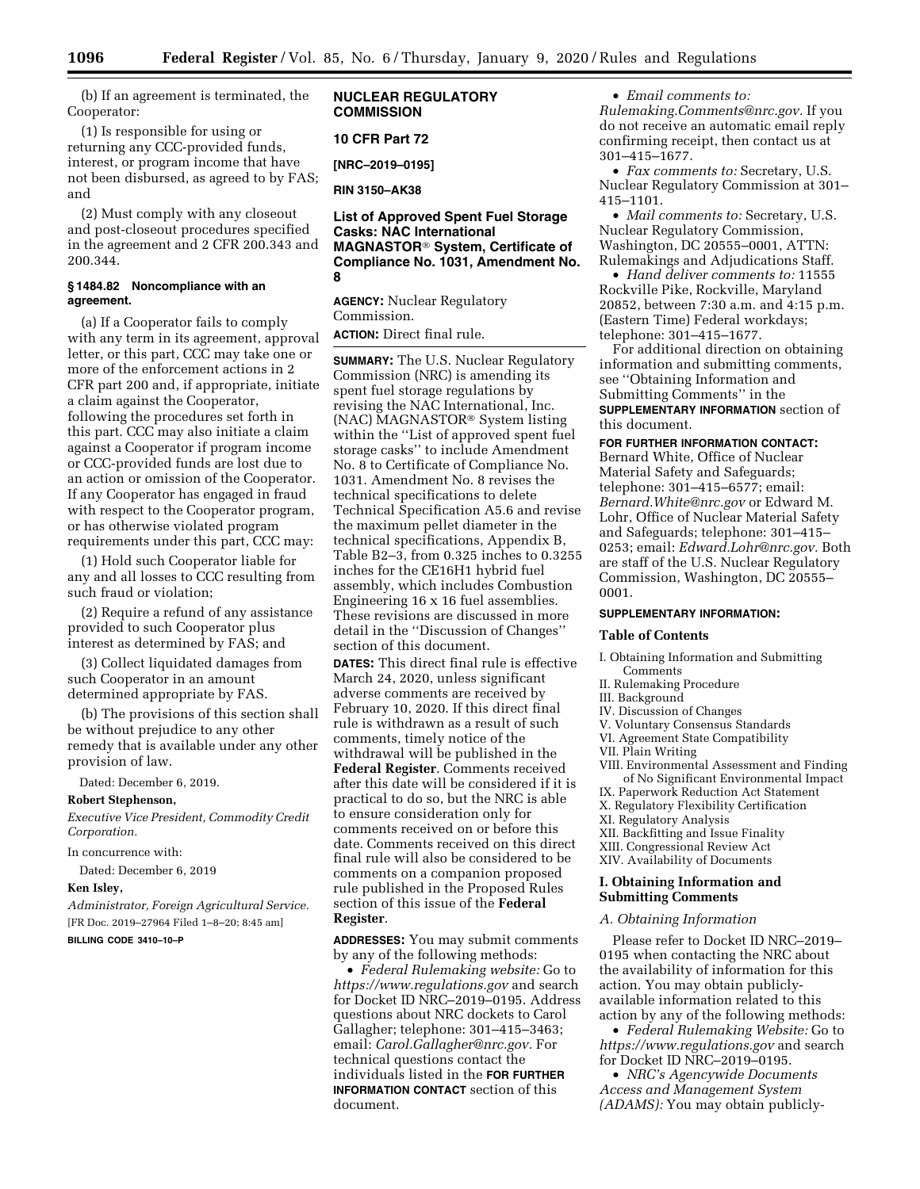(b) If an agreement is terminated, the Cooperator:

(1) Is responsible for using or returning any CCC-provided funds, interest, or program income that have not been disbursed, as agreed to by FAS; and

(2) Must comply with any closeout and post-closeout procedures specified in the agreement and 2 CFR 200.343 and 200.344.

**§ 1484.82 Noncompliance with an agreement.**

(a) If a Cooperator fails to comply with any term in its agreement, approval letter, or this part, CCC may take one or more of the enforcement actions in 2 CFR part 200 and, if appropriate, initiate a claim against the Cooperator, following the procedures set forth in this part. CCC may also initiate a claim against a Cooperator if program income or CCC-provided funds are lost due to an action or omission of the Cooperator. If any Cooperator has engaged in fraud with respect to the Cooperator program, or has otherwise violated program requirements under this part, CCC may:

(1) Hold such Cooperator liable for any and all losses to CCC resulting from such fraud or violation;

(2) Require a refund of any assistance provided to such Cooperator plus interest as determined by FAS; and

(3) Collect liquidated damages from such Cooperator in an amount determined appropriate by FAS.

(b) The provisions of this section shall be without prejudice to any other remedy that is available under any other provision of law.

Dated: December 6, 2019.

**Robert Stephenson,**

*Executive Vice President, Commodity Credit Corporation.*

In concurrence with:

Dated: December 6, 2019

**Ken Isley,**

*Administrator, Foreign Agricultural Service.*

[FR Doc. 2019–27964 Filed 1–8–20; 8:45 am]

**BILLING CODE 3410–10–P**

## NUCLEAR REGULATORY COMMISSION

## 10 CFR Part 72

**[NRC–2019–0195]**

**RIN 3150–AK38**

## List of Approved Spent Fuel Storage Casks: NAC International MAGNASTOR® System, Certificate of Compliance No. 1031, Amendment No. 8

**AGENCY:** Nuclear Regulatory Commission.

**ACTION:** Direct final rule.

**SUMMARY:** The U.S. Nuclear Regulatory Commission (NRC) is amending its spent fuel storage regulations by revising the NAC International, Inc. (NAC) MAGNASTOR® System listing within the ''List of approved spent fuel storage casks'' to include Amendment No. 8 to Certificate of Compliance No. 1031. Amendment No. 8 revises the technical specifications to delete Technical Specification A5.6 and revise the maximum pellet diameter in the technical specifications, Appendix B, Table B2–3, from 0.325 inches to 0.3255 inches for the CE16H1 hybrid fuel assembly, which includes Combustion Engineering 16 x 16 fuel assemblies. These revisions are discussed in more detail in the ''Discussion of Changes'' section of this document.

**DATES:** This direct final rule is effective March 24, 2020, unless significant adverse comments are received by February 10, 2020. If this direct final rule is withdrawn as a result of such comments, timely notice of the withdrawal will be published in the **Federal Register**. Comments received after this date will be considered if it is practical to do so, but the NRC is able to ensure consideration only for comments received on or before this date. Comments received on this direct final rule will also be considered to be comments on a companion proposed rule published in the Proposed Rules section of this issue of the **Federal Register**.

**ADDRESSES:** You may submit comments by any of the following methods:

- *Federal Rulemaking website:* Go to *https://www.regulations.gov* and search for Docket ID NRC–2019–0195. Address questions about NRC dockets to Carol Gallagher; telephone: 301–415–3463; email: *Carol.Gallagher@nrc.gov.* For technical questions contact the individuals listed in the **FOR FURTHER INFORMATION CONTACT** section of this document.
- *Email comments to: Rulemaking.Comments@nrc.gov.* If you do not receive an automatic email reply confirming receipt, then contact us at 301–415–1677.
- *Fax comments to:* Secretary, U.S. Nuclear Regulatory Commission at 301–415–1101.
- *Mail comments to:* Secretary, U.S. Nuclear Regulatory Commission, Washington, DC 20555–0001, ATTN: Rulemakings and Adjudications Staff.
- *Hand deliver comments to:* 11555 Rockville Pike, Rockville, Maryland 20852, between 7:30 a.m. and 4:15 p.m. (Eastern Time) Federal workdays; telephone: 301–415–1677.

For additional direction on obtaining information and submitting comments, see ''Obtaining Information and Submitting Comments'' in the **SUPPLEMENTARY INFORMATION** section of this document.

**FOR FURTHER INFORMATION CONTACT:** Bernard White, Office of Nuclear Material Safety and Safeguards; telephone: 301–415–6577; email: *Bernard.White@nrc.gov* or Edward M. Lohr, Office of Nuclear Material Safety and Safeguards; telephone: 301–415–0253; email: *Edward.Lohr@nrc.gov.* Both are staff of the U.S. Nuclear Regulatory Commission, Washington, DC 20555–0001.

**SUPPLEMENTARY INFORMATION:**

### Table of Contents

I. Obtaining Information and Submitting Comments
II. Rulemaking Procedure
III. Background
IV. Discussion of Changes
V. Voluntary Consensus Standards
VI. Agreement State Compatibility
VII. Plain Writing
VIII. Environmental Assessment and Finding of No Significant Environmental Impact
IX. Paperwork Reduction Act Statement
X. Regulatory Flexibility Certification
XI. Regulatory Analysis
XII. Backfitting and Issue Finality
XIII. Congressional Review Act
XIV. Availability of Documents

### I. Obtaining Information and Submitting Comments

*A. Obtaining Information*

Please refer to Docket ID NRC–2019–0195 when contacting the NRC about the availability of information for this action. You may obtain publicly-available information related to this action by any of the following methods:

- *Federal Rulemaking Website:* Go to *https://www.regulations.gov* and search for Docket ID NRC–2019–0195.
- *NRC's Agencywide Documents Access and Management System (ADAMS):* You may obtain publicly-